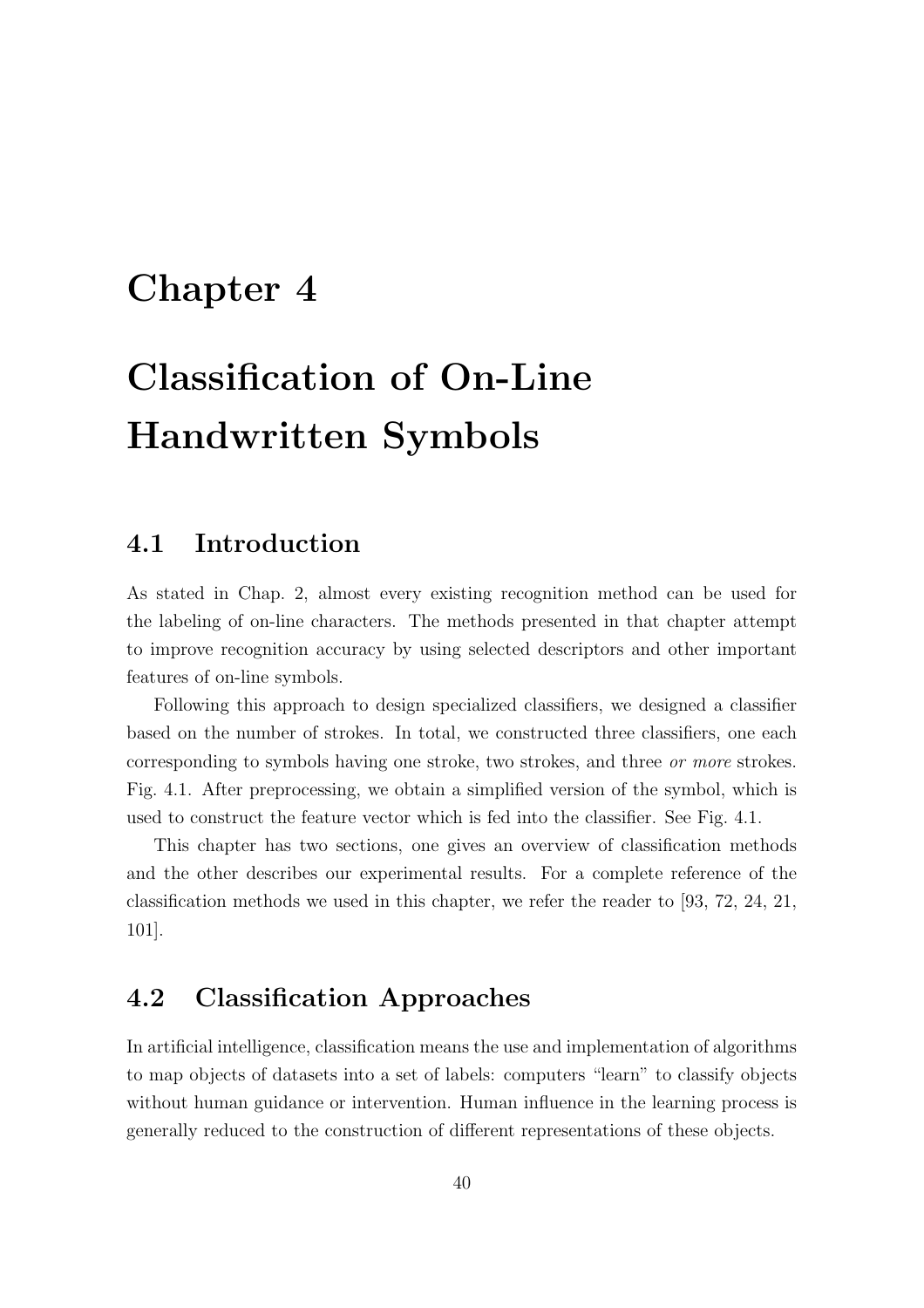# Chapter 4

# Classification of On-Line Handwritten Symbols

## 4.1 Introduction

As stated in Chap. 2, almost every existing recognition method can be used for the labeling of on-line characters. The methods presented in that chapter attempt to improve recognition accuracy by using selected descriptors and other important features of on-line symbols.

Following this approach to design specialized classifiers, we designed a classifier based on the number of strokes. In total, we constructed three classifiers, one each corresponding to symbols having one stroke, two strokes, and three *or more* strokes. Fig. 4.1. After preprocessing, we obtain a simplified version of the symbol, which is used to construct the feature vector which is fed into the classifier. See Fig. 4.1.

This chapter has two sections, one gives an overview of classification methods and the other describes our experimental results. For a complete reference of the classification methods we used in this chapter, we refer the reader to [93, 72, 24, 21, 101].

## 4.2 Classification Approaches

In artificial intelligence, classification means the use and implementation of algorithms to map objects of datasets into a set of labels: computers "learn" to classify objects without human guidance or intervention. Human influence in the learning process is generally reduced to the construction of different representations of these objects.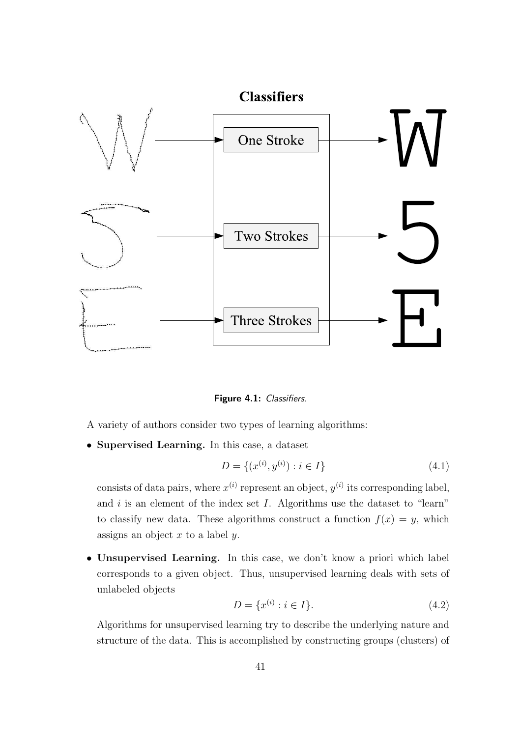**Figure 4.1:** *Classifiers.*

A variety of authors consider two types of learning algorithms:

- **Supervised Learning.** In this case, a dataset

$$D = \{(x^{(i)}, y^{(i)}) : i \in I\} \tag{4.1}$$

  consists of data pairs, where $x^{(i)}$ represent an object, $y^{(i)}$ its corresponding label, and $i$ is an element of the index set $I$. Algorithms use the dataset to "learn" to classify new data. These algorithms construct a function $f(x) = y$, which assigns an object $x$ to a label $y$.

- **Unsupervised Learning.** In this case, we don't know a priori which label corresponds to a given object. Thus, unsupervised learning deals with sets of unlabeled objects

$$D = \{x^{(i)} : i \in I\}. \tag{4.2}$$

  Algorithms for unsupervised learning try to describe the underlying nature and structure of the data. This is accomplished by constructing groups (clusters) of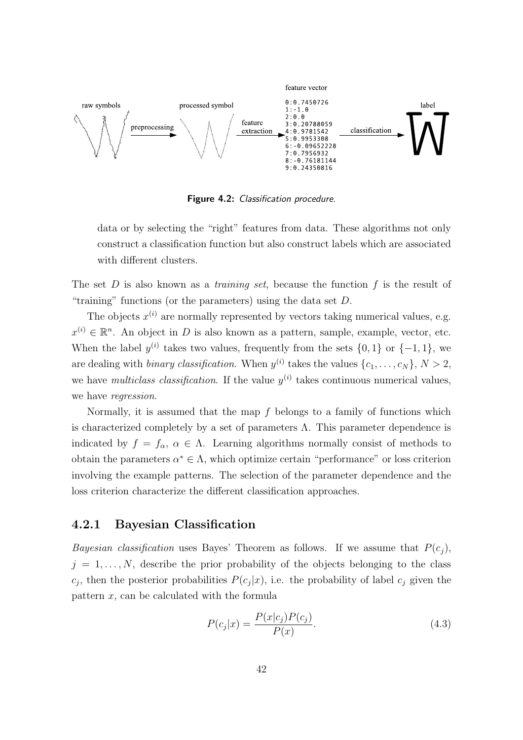**Figure 4.2:** *Classification procedure.*

data or by selecting the "right" features from data. These algorithms not only construct a classification function but also construct labels which are associated with different clusters.

The set $D$ is also known as a *training set*, because the function $f$ is the result of "training" functions (or the parameters) using the data set $D$.

The objects $x^{(i)}$ are normally represented by vectors taking numerical values, e.g. $x^{(i)} \in \mathbb{R}^n$. An object in $D$ is also known as a pattern, sample, example, vector, etc. When the label $y^{(i)}$ takes two values, frequently from the sets $\{0, 1\}$ or $\{-1, 1\}$, we are dealing with *binary classification*. When $y^{(i)}$ takes the values $\{c_1, \dots, c_N\}$, $N > 2$, we have *multiclass classification*. If the value $y^{(i)}$ takes continuous numerical values, we have *regression*.

Normally, it is assumed that the map $f$ belongs to a family of functions which is characterized completely by a set of parameters $\Lambda$. This parameter dependence is indicated by $f = f_\alpha$, $\alpha \in \Lambda$. Learning algorithms normally consist of methods to obtain the parameters $\alpha^* \in \Lambda$, which optimize certain "performance" or loss criterion involving the example patterns. The selection of the parameter dependence and the loss criterion characterize the different classification approaches.

### 4.2.1 Bayesian Classification

*Bayesian classification* uses Bayes' Theorem as follows. If we assume that $P(c_j)$, $j = 1, \dots, N$, describe the prior probability of the objects belonging to the class $c_j$, then the posterior probabilities $P(c_j|x)$, i.e. the probability of label $c_j$ given the pattern $x$, can be calculated with the formula

$$P(c_j|x) = \frac{P(x|c_j)P(c_j)}{P(x)}. \tag{4.3}$$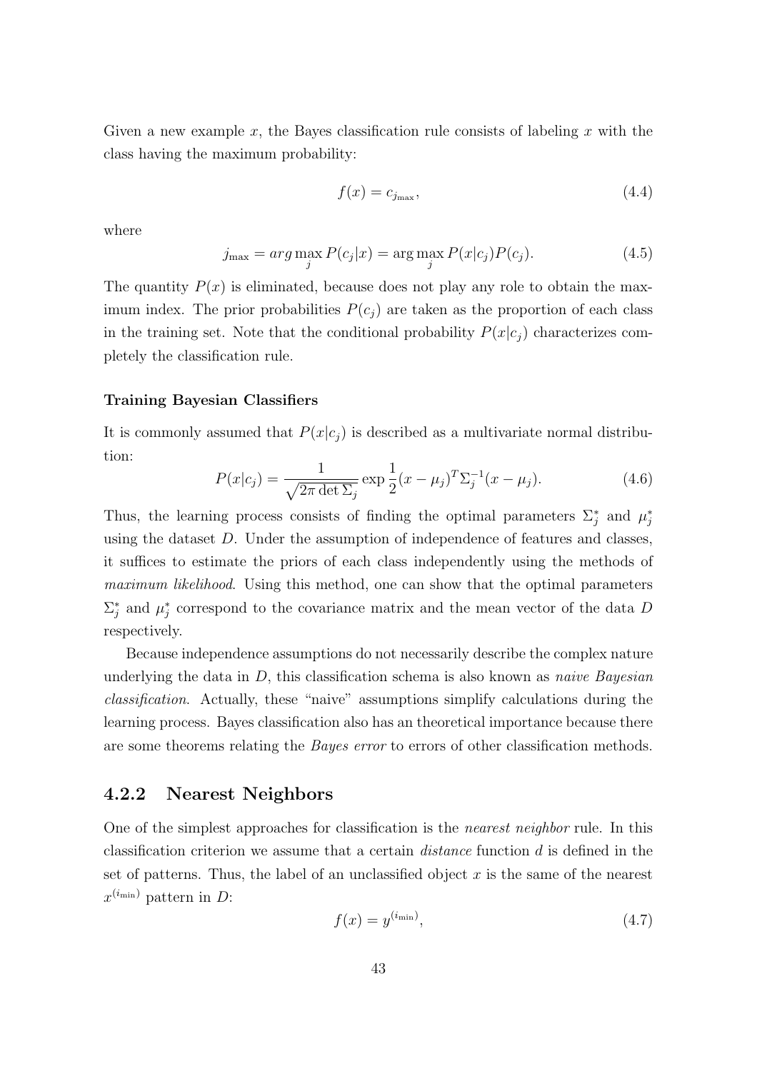Given a new example $x$, the Bayes classification rule consists of labeling $x$ with the class having the maximum probability:

$$f(x) = c_{j_{\max}}, \tag{4.4}$$

where

$$j_{\max} = arg \max_j P(c_j|x) = \arg\max_j P(x|c_j)P(c_j). \tag{4.5}$$

The quantity $P(x)$ is eliminated, because does not play any role to obtain the maximum index. The prior probabilities $P(c_j)$ are taken as the proportion of each class in the training set. Note that the conditional probability $P(x|c_j)$ characterizes completely the classification rule.

#### Training Bayesian Classifiers

It is commonly assumed that $P(x|c_j)$ is described as a multivariate normal distribution:

$$P(x|c_j) = \frac{1}{\sqrt{2\pi \det \Sigma_j}} \exp \frac{1}{2}(x - \mu_j)^T \Sigma_j^{-1}(x - \mu_j). \tag{4.6}$$

Thus, the learning process consists of finding the optimal parameters $\Sigma_j^*$ and $\mu_j^*$ using the dataset $D$. Under the assumption of independence of features and classes, it suffices to estimate the priors of each class independently using the methods of *maximum likelihood*. Using this method, one can show that the optimal parameters $\Sigma_j^*$ and $\mu_j^*$ correspond to the covariance matrix and the mean vector of the data $D$ respectively.

Because independence assumptions do not necessarily describe the complex nature underlying the data in $D$, this classification schema is also known as *naive Bayesian classification*. Actually, these "naive" assumptions simplify calculations during the learning process. Bayes classification also has an theoretical importance because there are some theorems relating the *Bayes error* to errors of other classification methods.

### 4.2.2 Nearest Neighbors

One of the simplest approaches for classification is the *nearest neighbor* rule. In this classification criterion we assume that a certain *distance* function $d$ is defined in the set of patterns. Thus, the label of an unclassified object $x$ is the same of the nearest $x^{(i_{\min})}$ pattern in $D$:

$$f(x) = y^{(i_{\min})}, \tag{4.7}$$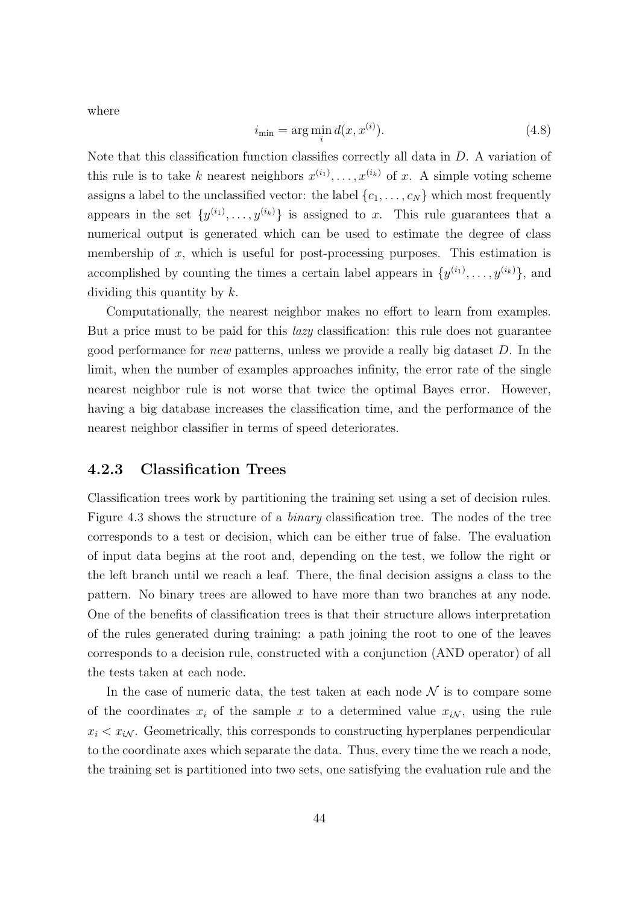where

$$i_{\min} = \arg\min_i d(x, x^{(i)}). \tag{4.8}$$

Note that this classification function classifies correctly all data in $D$. A variation of this rule is to take $k$ nearest neighbors $x^{(i_1)}, \ldots, x^{(i_k)}$ of $x$. A simple voting scheme assigns a label to the unclassified vector: the label $\{c_1, \ldots, c_N\}$ which most frequently appears in the set $\{y^{(i_1)}, \ldots, y^{(i_k)}\}$ is assigned to $x$. This rule guarantees that a numerical output is generated which can be used to estimate the degree of class membership of $x$, which is useful for post-processing purposes. This estimation is accomplished by counting the times a certain label appears in $\{y^{(i_1)}, \ldots, y^{(i_k)}\}$, and dividing this quantity by $k$.

Computationally, the nearest neighbor makes no effort to learn from examples. But a price must to be paid for this *lazy* classification: this rule does not guarantee good performance for *new* patterns, unless we provide a really big dataset $D$. In the limit, when the number of examples approaches infinity, the error rate of the single nearest neighbor rule is not worse that twice the optimal Bayes error. However, having a big database increases the classification time, and the performance of the nearest neighbor classifier in terms of speed deteriorates.

### 4.2.3 Classification Trees

Classification trees work by partitioning the training set using a set of decision rules. Figure 4.3 shows the structure of a *binary* classification tree. The nodes of the tree corresponds to a test or decision, which can be either true of false. The evaluation of input data begins at the root and, depending on the test, we follow the right or the left branch until we reach a leaf. There, the final decision assigns a class to the pattern. No binary trees are allowed to have more than two branches at any node. One of the benefits of classification trees is that their structure allows interpretation of the rules generated during training: a path joining the root to one of the leaves corresponds to a decision rule, constructed with a conjunction (AND operator) of all the tests taken at each node.

In the case of numeric data, the test taken at each node $\mathcal{N}$ is to compare some of the coordinates $x_i$ of the sample $x$ to a determined value $x_{i\mathcal{N}}$, using the rule $x_i < x_{i\mathcal{N}}$. Geometrically, this corresponds to constructing hyperplanes perpendicular to the coordinate axes which separate the data. Thus, every time the we reach a node, the training set is partitioned into two sets, one satisfying the evaluation rule and the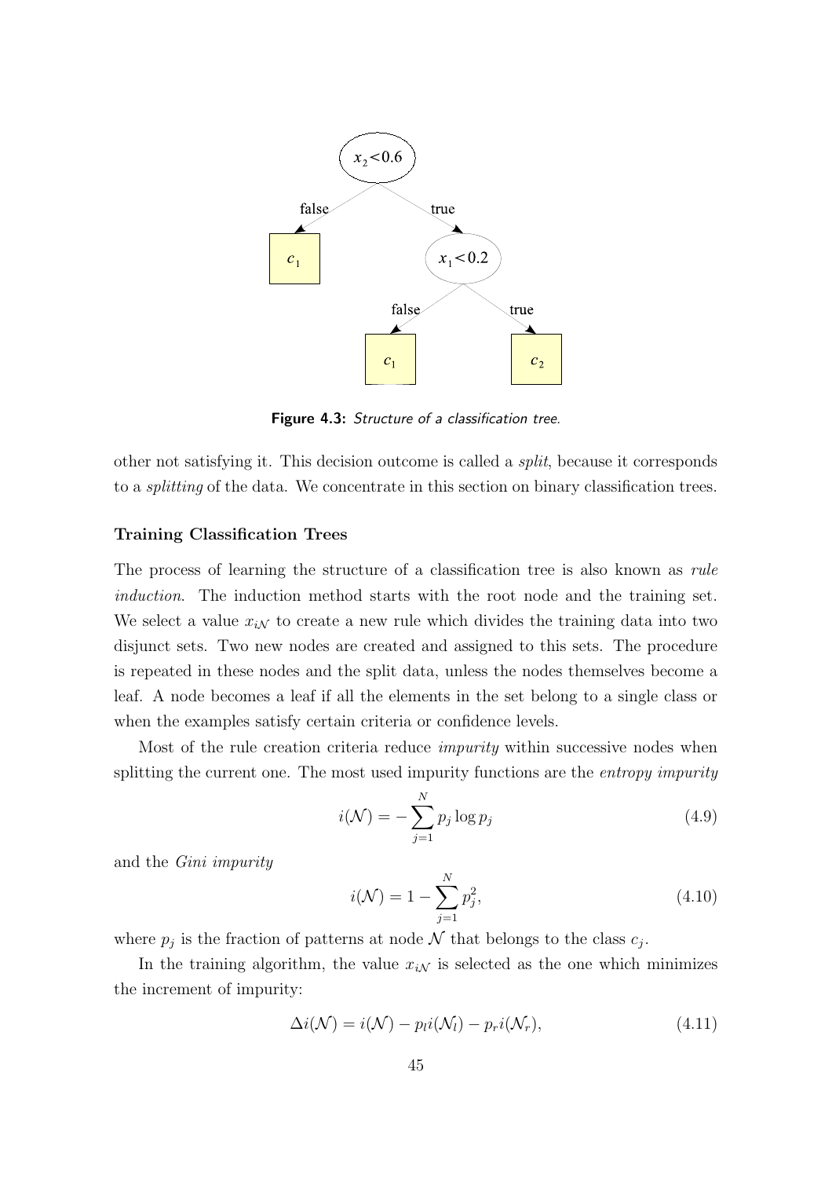**Figure 4.3:** *Structure of a classification tree.*

other not satisfying it. This decision outcome is called a *split*, because it corresponds to a *splitting* of the data. We concentrate in this section on binary classification trees.

### Training Classification Trees

The process of learning the structure of a classification tree is also known as *rule induction*. The induction method starts with the root node and the training set. We select a value $x_{i\mathcal{N}}$ to create a new rule which divides the training data into two disjunct sets. Two new nodes are created and assigned to this sets. The procedure is repeated in these nodes and the split data, unless the nodes themselves become a leaf. A node becomes a leaf if all the elements in the set belong to a single class or when the examples satisfy certain criteria or confidence levels.

Most of the rule creation criteria reduce *impurity* within successive nodes when splitting the current one. The most used impurity functions are the *entropy impurity*

$$i(\mathcal{N}) = -\sum_{j=1}^{N} p_j \log p_j \tag{4.9}$$

and the *Gini impurity*

$$i(\mathcal{N}) = 1 - \sum_{j=1}^{N} p_j^2, \tag{4.10}$$

where $p_j$ is the fraction of patterns at node $\mathcal{N}$ that belongs to the class $c_j$.

In the training algorithm, the value $x_{i\mathcal{N}}$ is selected as the one which minimizes the increment of impurity:

$$\Delta i(\mathcal{N}) = i(\mathcal{N}) - p_l i(\mathcal{N}_l) - p_r i(\mathcal{N}_r), \tag{4.11}$$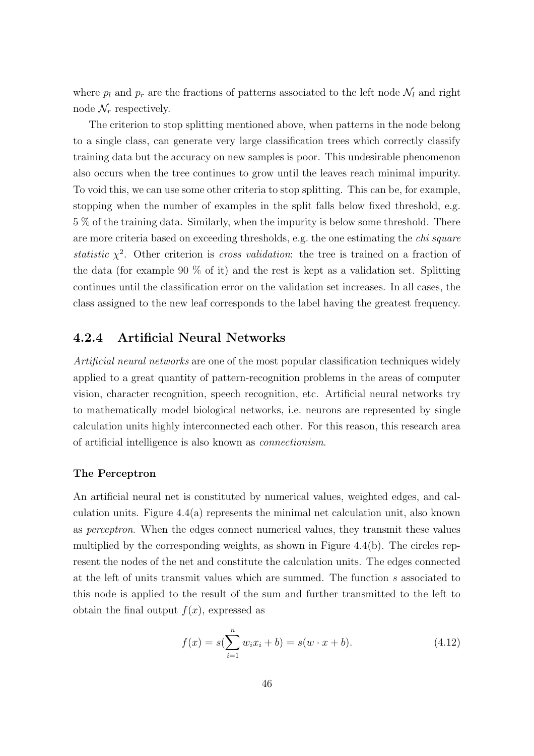where $p_l$ and $p_r$ are the fractions of patterns associated to the left node $\mathcal{N}_l$ and right node $\mathcal{N}_r$ respectively.

The criterion to stop splitting mentioned above, when patterns in the node belong to a single class, can generate very large classification trees which correctly classify training data but the accuracy on new samples is poor. This undesirable phenomenon also occurs when the tree continues to grow until the leaves reach minimal impurity. To void this, we can use some other criteria to stop splitting. This can be, for example, stopping when the number of examples in the split falls below fixed threshold, e.g. 5 % of the training data. Similarly, when the impurity is below some threshold. There are more criteria based on exceeding thresholds, e.g. the one estimating the *chi square statistic* $\chi^2$. Other criterion is *cross validation*: the tree is trained on a fraction of the data (for example 90 % of it) and the rest is kept as a validation set. Splitting continues until the classification error on the validation set increases. In all cases, the class assigned to the new leaf corresponds to the label having the greatest frequency.

### 4.2.4 Artificial Neural Networks

*Artificial neural networks* are one of the most popular classification techniques widely applied to a great quantity of pattern-recognition problems in the areas of computer vision, character recognition, speech recognition, etc. Artificial neural networks try to mathematically model biological networks, i.e. neurons are represented by single calculation units highly interconnected each other. For this reason, this research area of artificial intelligence is also known as *connectionism*.

#### The Perceptron

An artificial neural net is constituted by numerical values, weighted edges, and calculation units. Figure 4.4(a) represents the minimal net calculation unit, also known as *perceptron*. When the edges connect numerical values, they transmit these values multiplied by the corresponding weights, as shown in Figure 4.4(b). The circles represent the nodes of the net and constitute the calculation units. The edges connected at the left of units transmit values which are summed. The function $s$ associated to this node is applied to the result of the sum and further transmitted to the left to obtain the final output $f(x)$, expressed as

$$f(x) = s(\sum_{i=1}^{n} w_i x_i + b) = s(w \cdot x + b). \tag{4.12}$$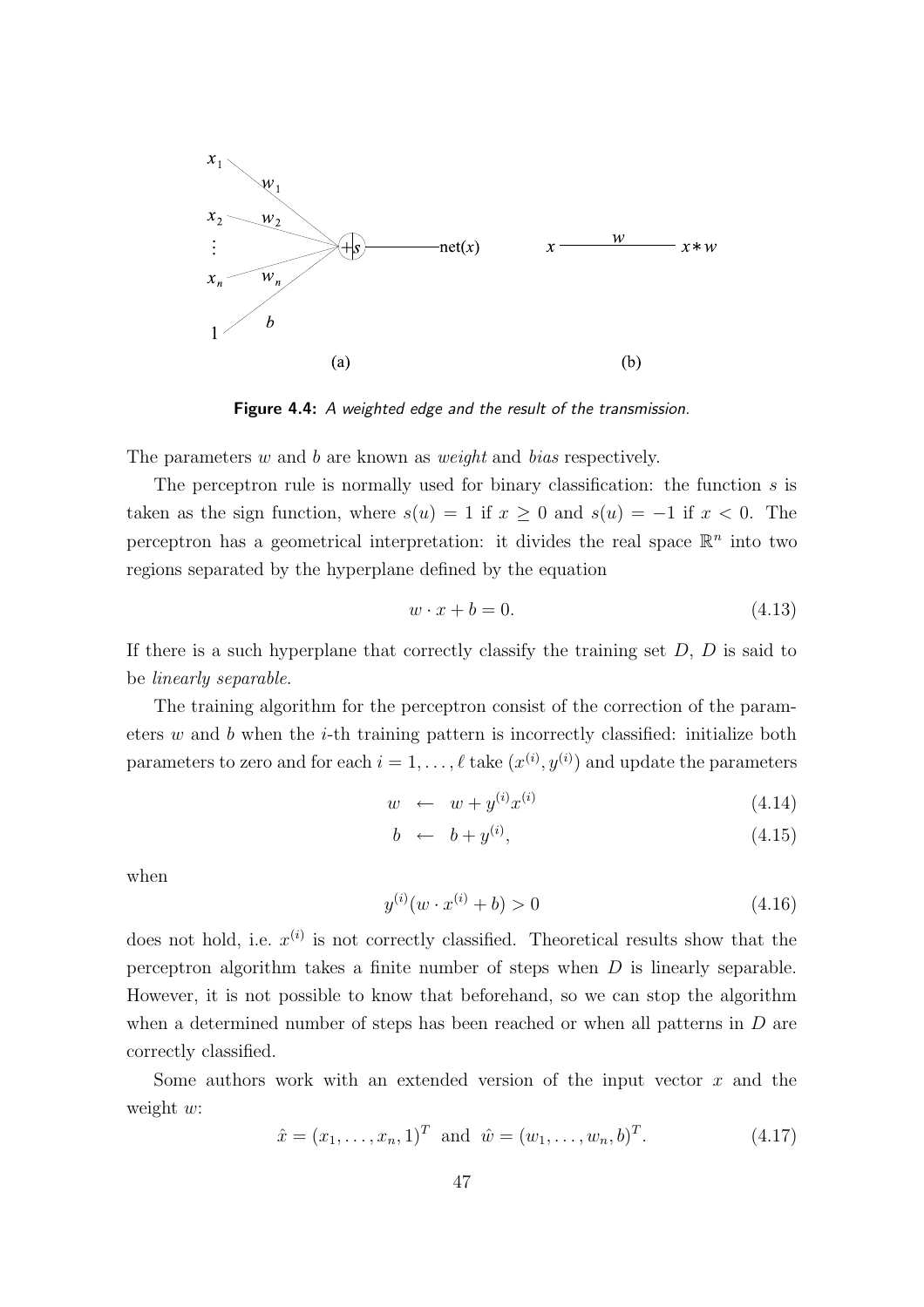**Figure 4.4:** *A weighted edge and the result of the transmission.*

The parameters $w$ and $b$ are known as *weight* and *bias* respectively.

The perceptron rule is normally used for binary classification: the function $s$ is taken as the sign function, where $s(u) = 1$ if $x \geq 0$ and $s(u) = -1$ if $x < 0$. The perceptron has a geometrical interpretation: it divides the real space $\mathbb{R}^n$ into two regions separated by the hyperplane defined by the equation

$$w \cdot x + b = 0. \tag{4.13}$$

If there is a such hyperplane that correctly classify the training set $D$, $D$ is said to be *linearly separable*.

The training algorithm for the perceptron consist of the correction of the parameters $w$ and $b$ when the $i$-th training pattern is incorrectly classified: initialize both parameters to zero and for each $i = 1, \ldots, \ell$ take $(x^{(i)}, y^{(i)})$ and update the parameters

$$w \leftarrow w + y^{(i)} x^{(i)} \tag{4.14}$$

$$b \leftarrow b + y^{(i)}, \tag{4.15}$$

when

$$y^{(i)}(w \cdot x^{(i)} + b) > 0 \tag{4.16}$$

does not hold, i.e. $x^{(i)}$ is not correctly classified. Theoretical results show that the perceptron algorithm takes a finite number of steps when $D$ is linearly separable. However, it is not possible to know that beforehand, so we can stop the algorithm when a determined number of steps has been reached or when all patterns in $D$ are correctly classified.

Some authors work with an extended version of the input vector $x$ and the weight $w$:

$$\hat{x} = (x_1, \ldots, x_n, 1)^T \text{ and } \hat{w} = (w_1, \ldots, w_n, b)^T. \tag{4.17}$$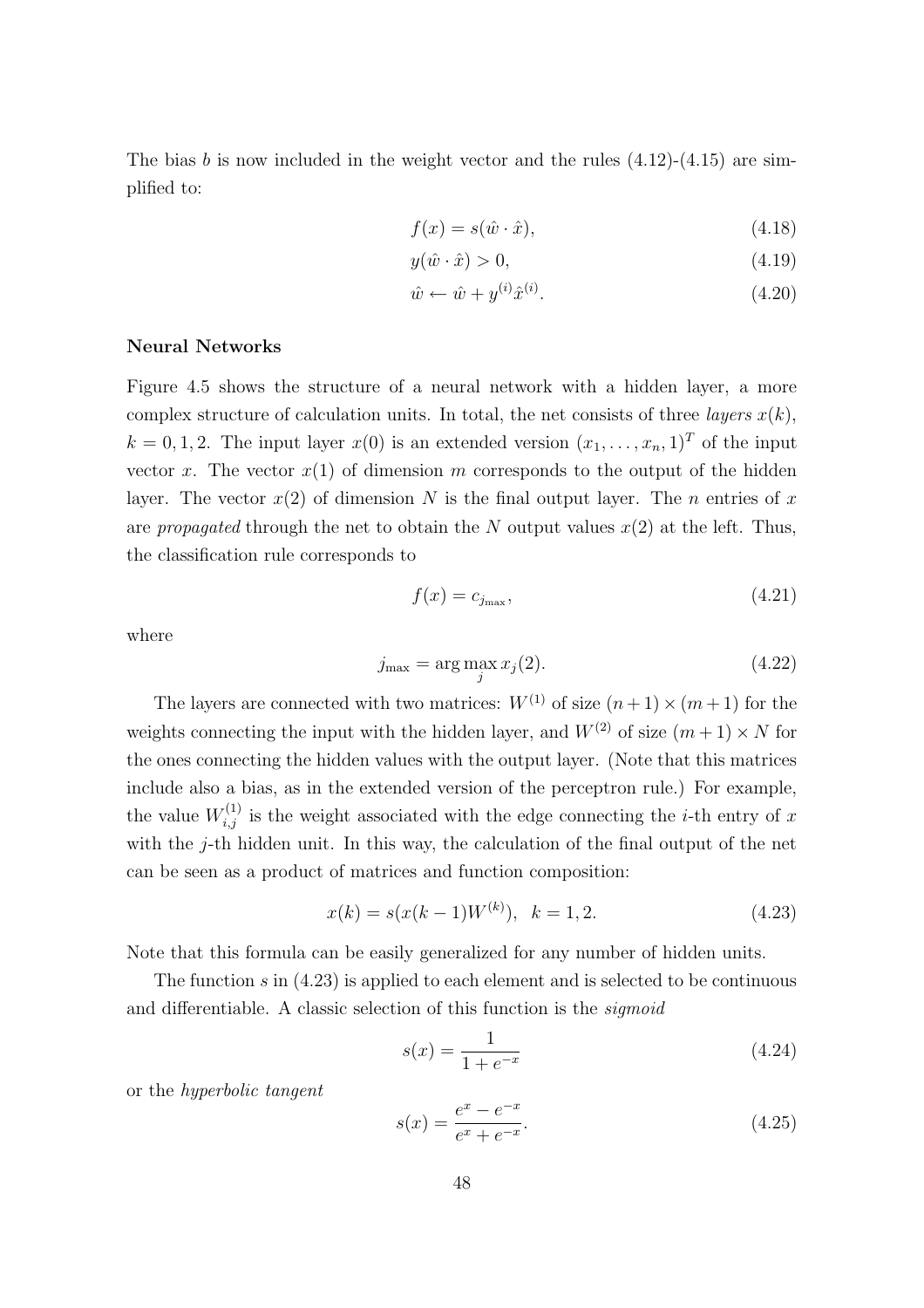The bias $b$ is now included in the weight vector and the rules (4.12)-(4.15) are simplified to:

$$f(x) = s(\hat{w} \cdot \hat{x}), \tag{4.18}$$

$$y(\hat{w} \cdot \hat{x}) > 0, \tag{4.19}$$

$$\hat{w} \leftarrow \hat{w} + y^{(i)}\hat{x}^{(i)}. \tag{4.20}$$

**Neural Networks**

Figure 4.5 shows the structure of a neural network with a hidden layer, a more complex structure of calculation units. In total, the net consists of three *layers* $x(k)$, $k = 0, 1, 2$. The input layer $x(0)$ is an extended version $(x_1, \ldots, x_n, 1)^T$ of the input vector $x$. The vector $x(1)$ of dimension $m$ corresponds to the output of the hidden layer. The vector $x(2)$ of dimension $N$ is the final output layer. The $n$ entries of $x$ are *propagated* through the net to obtain the $N$ output values $x(2)$ at the left. Thus, the classification rule corresponds to

$$f(x) = c_{j_{\max}}, \tag{4.21}$$

where

$$j_{\max} = \arg\max_{j} x_j(2). \tag{4.22}$$

The layers are connected with two matrices: $W^{(1)}$ of size $(n+1) \times (m+1)$ for the weights connecting the input with the hidden layer, and $W^{(2)}$ of size $(m+1) \times N$ for the ones connecting the hidden values with the output layer. (Note that this matrices include also a bias, as in the extended version of the perceptron rule.) For example, the value $W^{(1)}_{i,j}$ is the weight associated with the edge connecting the $i$-th entry of $x$ with the $j$-th hidden unit. In this way, the calculation of the final output of the net can be seen as a product of matrices and function composition:

$$x(k) = s(x(k-1)W^{(k)}), \quad k = 1, 2. \tag{4.23}$$

Note that this formula can be easily generalized for any number of hidden units.

The function $s$ in (4.23) is applied to each element and is selected to be continuous and differentiable. A classic selection of this function is the *sigmoid*

$$s(x) = \frac{1}{1 + e^{-x}} \tag{4.24}$$

or the *hyperbolic tangent*

$$s(x) = \frac{e^{x} - e^{-x}}{e^{x} + e^{-x}}. \tag{4.25}$$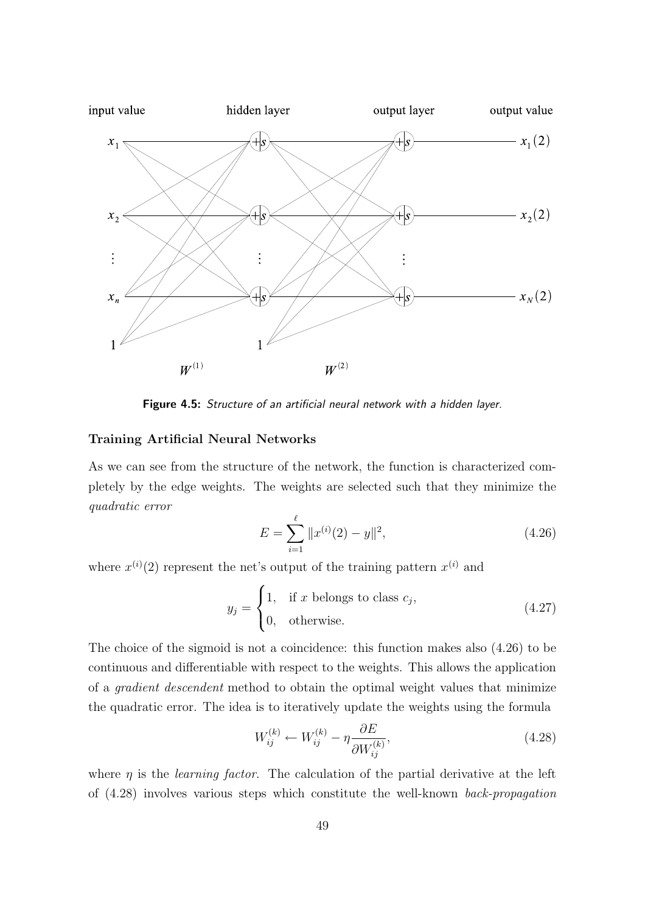**Figure 4.5:** *Structure of an artificial neural network with a hidden layer.*

### Training Artificial Neural Networks

As we can see from the structure of the network, the function is characterized completely by the edge weights. The weights are selected such that they minimize the *quadratic error*

$$E = \sum_{i=1}^{\ell} \|x^{(i)}(2) - y\|^2, \tag{4.26}$$

where $x^{(i)}(2)$ represent the net's output of the training pattern $x^{(i)}$ and

$$y_j = \begin{cases} 1, & \text{if } x \text{ belongs to class } c_j, \\ 0, & \text{otherwise.} \end{cases} \tag{4.27}$$

The choice of the sigmoid is not a coincidence: this function makes also (4.26) to be continuous and differentiable with respect to the weights. This allows the application of a *gradient descendent* method to obtain the optimal weight values that minimize the quadratic error. The idea is to iteratively update the weights using the formula

$$W_{ij}^{(k)} \leftarrow W_{ij}^{(k)} - \eta \frac{\partial E}{\partial W_{ij}^{(k)}}, \tag{4.28}$$

where $\eta$ is the *learning factor*. The calculation of the partial derivative at the left of (4.28) involves various steps which constitute the well-known *back-propagation*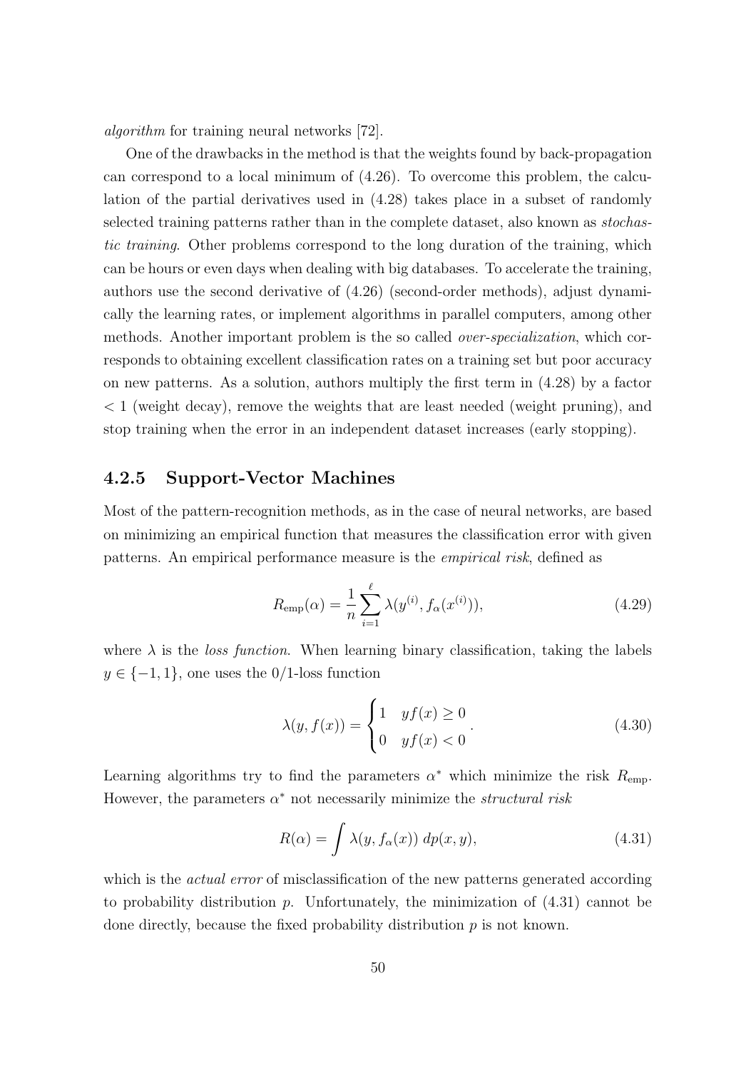*algorithm* for training neural networks [72].

One of the drawbacks in the method is that the weights found by back-propagation can correspond to a local minimum of (4.26). To overcome this problem, the calculation of the partial derivatives used in (4.28) takes place in a subset of randomly selected training patterns rather than in the complete dataset, also known as *stochastic training*. Other problems correspond to the long duration of the training, which can be hours or even days when dealing with big databases. To accelerate the training, authors use the second derivative of (4.26) (second-order methods), adjust dynamically the learning rates, or implement algorithms in parallel computers, among other methods. Another important problem is the so called *over-specialization*, which corresponds to obtaining excellent classification rates on a training set but poor accuracy on new patterns. As a solution, authors multiply the first term in (4.28) by a factor $< 1$ (weight decay), remove the weights that are least needed (weight pruning), and stop training when the error in an independent dataset increases (early stopping).

### 4.2.5 Support-Vector Machines

Most of the pattern-recognition methods, as in the case of neural networks, are based on minimizing an empirical function that measures the classification error with given patterns. An empirical performance measure is the *empirical risk*, defined as

$$R_{\text{emp}}(\alpha) = \frac{1}{n} \sum_{i=1}^{\ell} \lambda(y^{(i)}, f_\alpha(x^{(i)})), \tag{4.29}$$

where $\lambda$ is the *loss function*. When learning binary classification, taking the labels $y \in \{-1, 1\}$, one uses the 0/1-loss function

$$\lambda(y, f(x)) = \begin{cases} 1 & yf(x) \geq 0 \\ 0 & yf(x) < 0 \end{cases}. \tag{4.30}$$

Learning algorithms try to find the parameters $\alpha^*$ which minimize the risk $R_{\text{emp}}$. However, the parameters $\alpha^*$ not necessarily minimize the *structural risk*

$$R(\alpha) = \int \lambda(y, f_\alpha(x)) \, dp(x, y), \tag{4.31}$$

which is the *actual error* of misclassification of the new patterns generated according to probability distribution $p$. Unfortunately, the minimization of (4.31) cannot be done directly, because the fixed probability distribution $p$ is not known.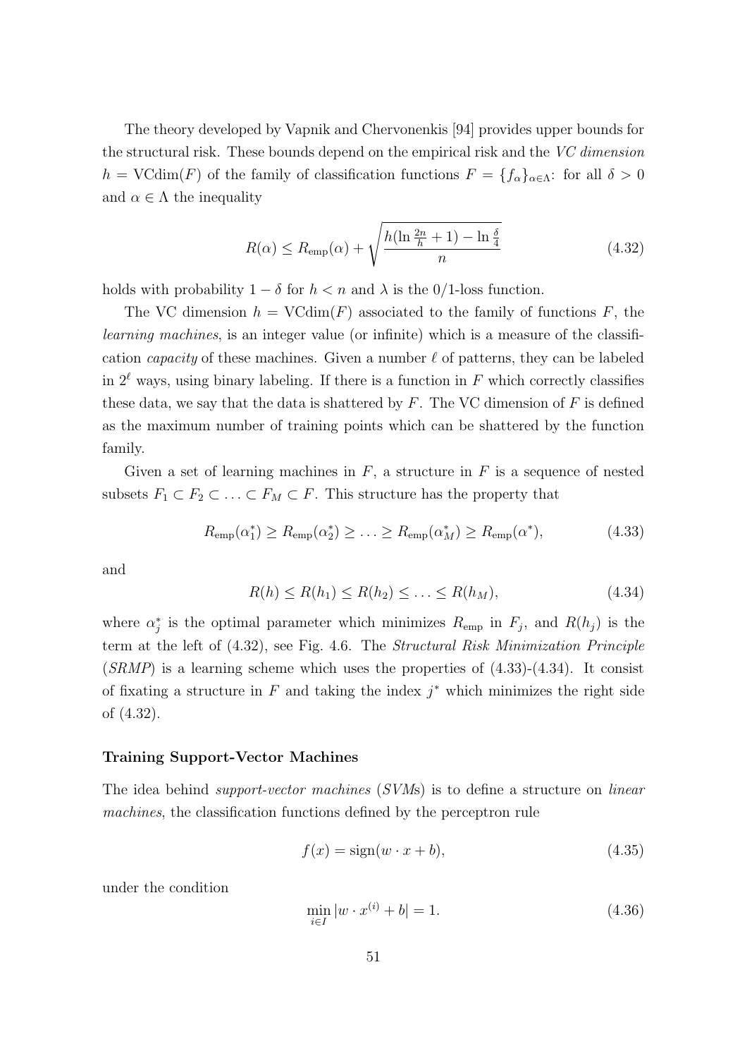The theory developed by Vapnik and Chervonenkis [94] provides upper bounds for the structural risk. These bounds depend on the empirical risk and the *VC dimension* $h = \text{VCdim}(F)$ of the family of classification functions $F = \{f_\alpha\}_{\alpha \in \Lambda}$: for all $\delta > 0$ and $\alpha \in \Lambda$ the inequality

$$R(\alpha) \leq R_{\text{emp}}(\alpha) + \sqrt{\frac{h(\ln \frac{2n}{h} + 1) - \ln \frac{\delta}{4}}{n}} \tag{4.32}$$

holds with probability $1 - \delta$ for $h < n$ and $\lambda$ is the 0/1-loss function.

The VC dimension $h = \text{VCdim}(F)$ associated to the family of functions $F$, the *learning machines*, is an integer value (or infinite) which is a measure of the classification *capacity* of these machines. Given a number $\ell$ of patterns, they can be labeled in $2^\ell$ ways, using binary labeling. If there is a function in $F$ which correctly classifies these data, we say that the data is shattered by $F$. The VC dimension of $F$ is defined as the maximum number of training points which can be shattered by the function family.

Given a set of learning machines in $F$, a structure in $F$ is a sequence of nested subsets $F_1 \subset F_2 \subset \ldots \subset F_M \subset F$. This structure has the property that

$$R_{\text{emp}}(\alpha_1^*) \geq R_{\text{emp}}(\alpha_2^*) \geq \ldots \geq R_{\text{emp}}(\alpha_M^*) \geq R_{\text{emp}}(\alpha^*), \tag{4.33}$$

and

$$R(h) \leq R(h_1) \leq R(h_2) \leq \ldots \leq R(h_M), \tag{4.34}$$

where $\alpha_j^*$ is the optimal parameter which minimizes $R_{\text{emp}}$ in $F_j$, and $R(h_j)$ is the term at the left of (4.32), see Fig. 4.6. The *Structural Risk Minimization Principle* (*SRMP*) is a learning scheme which uses the properties of (4.33)-(4.34). It consist of fixating a structure in $F$ and taking the index $j^*$ which minimizes the right side of (4.32).

#### Training Support-Vector Machines

The idea behind *support-vector machines* (*SVM*s) is to define a structure on *linear machines*, the classification functions defined by the perceptron rule

$$f(x) = \text{sign}(w \cdot x + b), \tag{4.35}$$

under the condition

$$\min_{i \in I} |w \cdot x^{(i)} + b| = 1. \tag{4.36}$$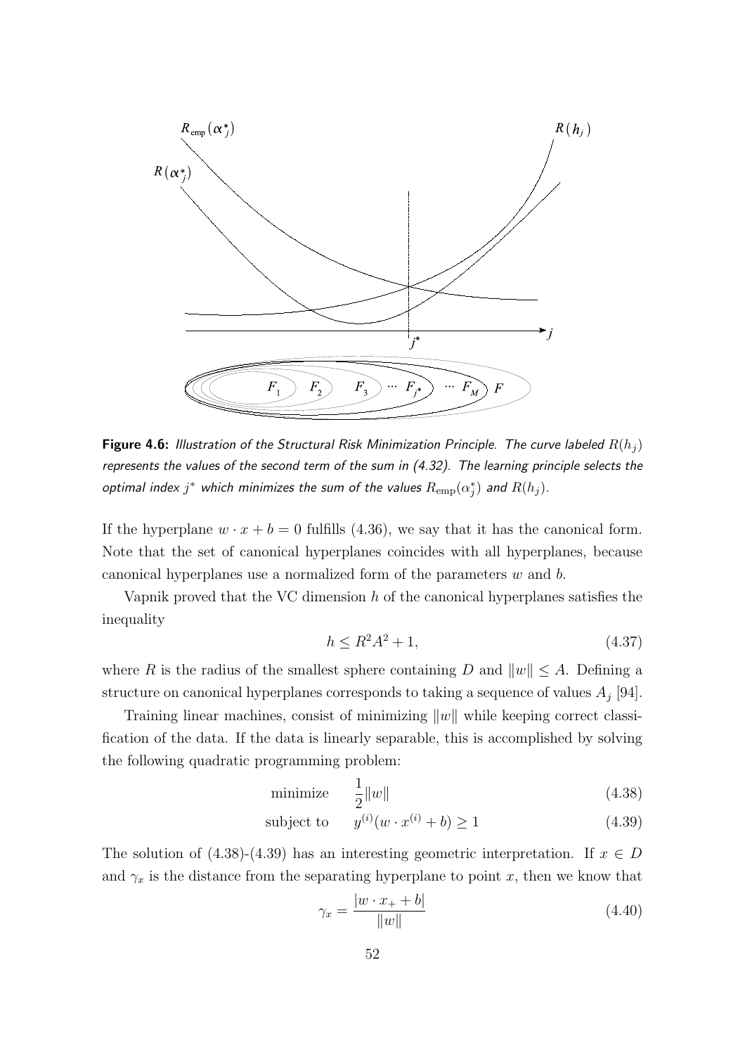**Figure 4.6:** *Illustration of the Structural Risk Minimization Principle. The curve labeled $R(h_j)$ represents the values of the second term of the sum in (4.32). The learning principle selects the optimal index $j^*$ which minimizes the sum of the values $R_{\text{emp}}(\alpha_j^*)$ and $R(h_j)$.*

If the hyperplane $w \cdot x + b = 0$ fulfills (4.36), we say that it has the canonical form. Note that the set of canonical hyperplanes coincides with all hyperplanes, because canonical hyperplanes use a normalized form of the parameters $w$ and $b$.

Vapnik proved that the VC dimension $h$ of the canonical hyperplanes satisfies the inequality

$$h \leq R^2 A^2 + 1, \tag{4.37}$$

where $R$ is the radius of the smallest sphere containing $D$ and $\|w\| \leq A$. Defining a structure on canonical hyperplanes corresponds to taking a sequence of values $A_j$ [94].

Training linear machines, consist of minimizing $\|w\|$ while keeping correct classification of the data. If the data is linearly separable, this is accomplished by solving the following quadratic programming problem:

$$\text{minimize} \quad \frac{1}{2}\|w\| \tag{4.38}$$

$$\text{subject to} \quad y^{(i)}(w \cdot x^{(i)} + b) \geq 1 \tag{4.39}$$

The solution of (4.38)-(4.39) has an interesting geometric interpretation. If $x \in D$ and $\gamma_x$ is the distance from the separating hyperplane to point $x$, then we know that

$$\gamma_x = \frac{|w \cdot x_+ + b|}{\|w\|} \tag{4.40}$$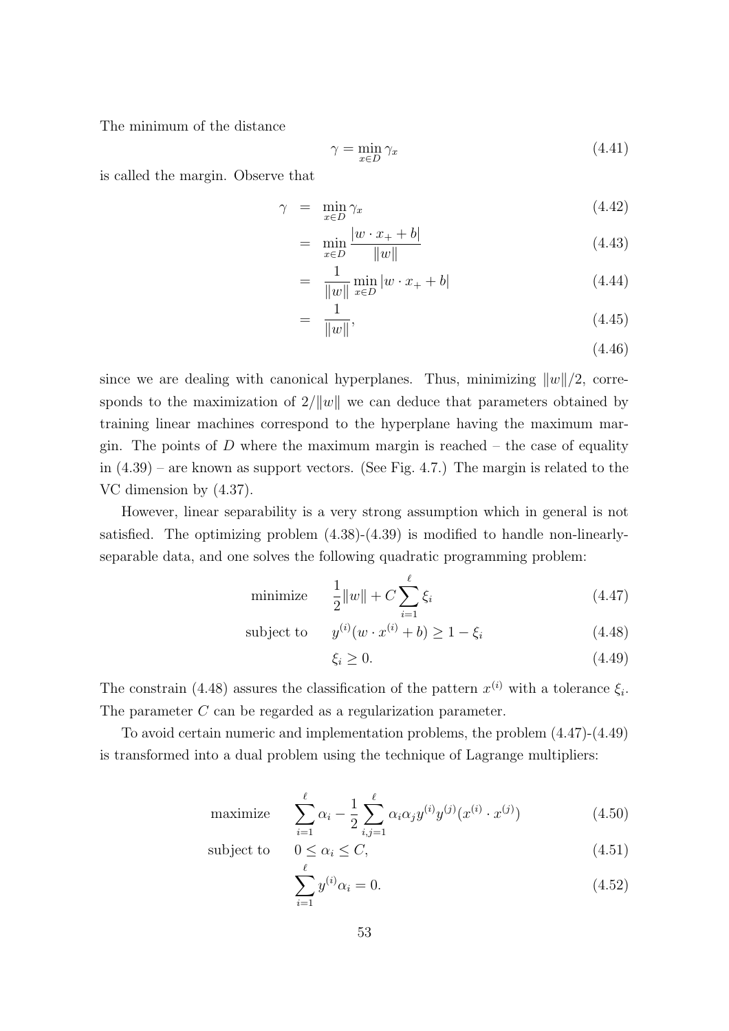The minimum of the distance

$$\gamma = \min_{x \in D} \gamma_x \tag{4.41}$$

is called the margin. Observe that

$$\begin{aligned}
\gamma &= \min_{x \in D} \gamma_x & (4.42)\\
&= \min_{x \in D} \frac{|w \cdot x_+ + b|}{\|w\|} & (4.43)\\
&= \frac{1}{\|w\|} \min_{x \in D} |w \cdot x_+ + b| & (4.44)\\
&= \frac{1}{\|w\|}, & (4.45)\\
& & (4.46)
\end{aligned}$$

since we are dealing with canonical hyperplanes. Thus, minimizing $\|w\|/2$, corresponds to the maximization of $2/\|w\|$ we can deduce that parameters obtained by training linear machines correspond to the hyperplane having the maximum margin. The points of $D$ where the maximum margin is reached – the case of equality in (4.39) – are known as support vectors. (See Fig. 4.7.) The margin is related to the VC dimension by (4.37).

However, linear separability is a very strong assumption which in general is not satisfied. The optimizing problem (4.38)-(4.39) is modified to handle non-linearly-separable data, and one solves the following quadratic programming problem:

$$\begin{aligned}
\text{minimize} \quad & \frac{1}{2}\|w\| + C\sum_{i=1}^{\ell} \xi_i & (4.47)\\
\text{subject to} \quad & y^{(i)}(w \cdot x^{(i)} + b) \geq 1 - \xi_i & (4.48)\\
& \xi_i \geq 0. & (4.49)
\end{aligned}$$

The constrain (4.48) assures the classification of the pattern $x^{(i)}$ with a tolerance $\xi_i$. The parameter $C$ can be regarded as a regularization parameter.

To avoid certain numeric and implementation problems, the problem (4.47)-(4.49) is transformed into a dual problem using the technique of Lagrange multipliers:

$$\begin{aligned}
\text{maximize} \quad & \sum_{i=1}^{\ell} \alpha_i - \frac{1}{2}\sum_{i,j=1}^{\ell} \alpha_i \alpha_j y^{(i)} y^{(j)} (x^{(i)} \cdot x^{(j)}) & (4.50)\\
\text{subject to} \quad & 0 \leq \alpha_i \leq C, & (4.51)\\
& \sum_{i=1}^{\ell} y^{(i)} \alpha_i = 0. & (4.52)
\end{aligned}$$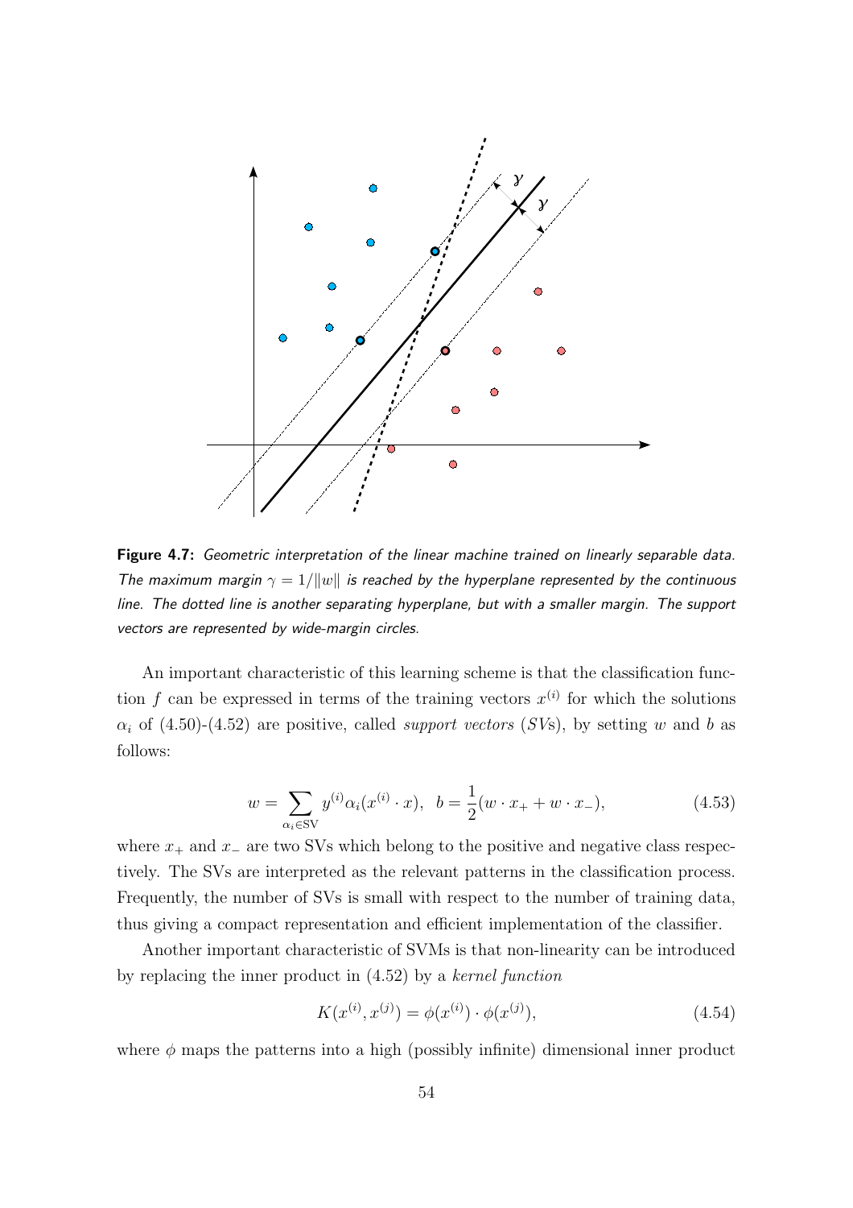**Figure 4.7:** *Geometric interpretation of the linear machine trained on linearly separable data. The maximum margin $\gamma = 1/\|w\|$ is reached by the hyperplane represented by the continuous line. The dotted line is another separating hyperplane, but with a smaller margin. The support vectors are represented by wide-margin circles.*

An important characteristic of this learning scheme is that the classification function $f$ can be expressed in terms of the training vectors $x^{(i)}$ for which the solutions $\alpha_i$ of (4.50)-(4.52) are positive, called *support vectors* (*SV*s), by setting $w$ and $b$ as follows:

$$w = \sum_{\alpha_i \in \mathrm{SV}} y^{(i)} \alpha_i (x^{(i)} \cdot x), \quad b = \frac{1}{2}(w \cdot x_+ + w \cdot x_-), \tag{4.53}$$

where $x_+$ and $x_-$ are two SVs which belong to the positive and negative class respectively. The SVs are interpreted as the relevant patterns in the classification process. Frequently, the number of SVs is small with respect to the number of training data, thus giving a compact representation and efficient implementation of the classifier.

Another important characteristic of SVMs is that non-linearity can be introduced by replacing the inner product in (4.52) by a *kernel function*

$$K(x^{(i)}, x^{(j)}) = \phi(x^{(i)}) \cdot \phi(x^{(j)}), \tag{4.54}$$

where $\phi$ maps the patterns into a high (possibly infinite) dimensional inner product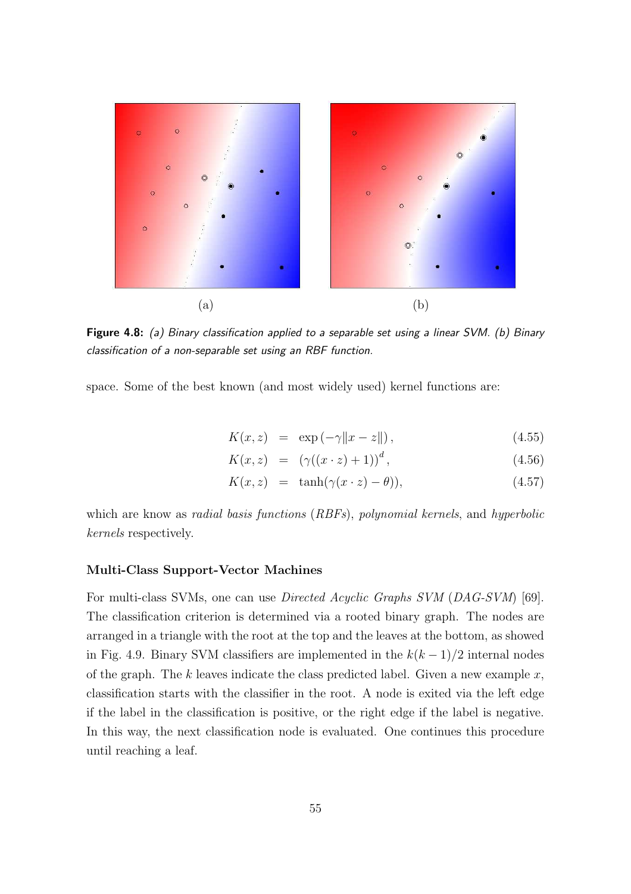(a) (b)

**Figure 4.8:** *(a) Binary classification applied to a separable set using a linear SVM. (b) Binary classification of a non-separable set using an RBF function.*

space. Some of the best known (and most widely used) kernel functions are:

$$K(x, z) = \exp\left(-\gamma \|x - z\|\right), \tag{4.55}$$

$$K(x, z) = \left(\gamma((x \cdot z) + 1)\right)^d, \tag{4.56}$$

$$K(x, z) = \tanh(\gamma(x \cdot z) - \theta)), \tag{4.57}$$

which are know as *radial basis functions* (*RBFs*), *polynomial kernels*, and *hyperbolic kernels* respectively.

### Multi-Class Support-Vector Machines

For multi-class SVMs, one can use *Directed Acyclic Graphs SVM* (*DAG-SVM*) [69]. The classification criterion is determined via a rooted binary graph. The nodes are arranged in a triangle with the root at the top and the leaves at the bottom, as showed in Fig. 4.9. Binary SVM classifiers are implemented in the $k(k-1)/2$ internal nodes of the graph. The $k$ leaves indicate the class predicted label. Given a new example $x$, classification starts with the classifier in the root. A node is exited via the left edge if the label in the classification is positive, or the right edge if the label is negative. In this way, the next classification node is evaluated. One continues this procedure until reaching a leaf.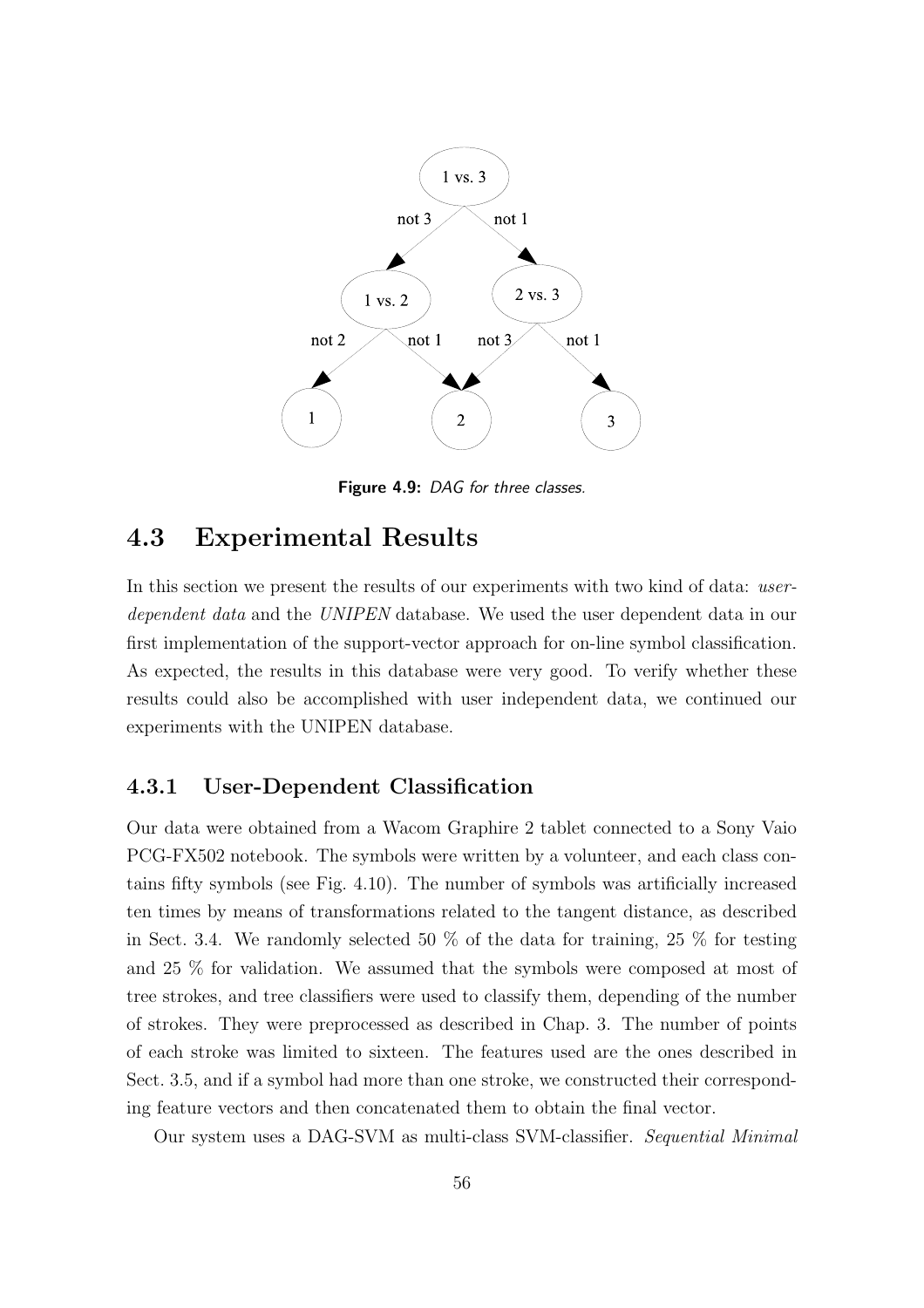**Figure 4.9:** *DAG for three classes.*

## 4.3 Experimental Results

In this section we present the results of our experiments with two kind of data: *user-dependent data* and the *UNIPEN* database. We used the user dependent data in our first implementation of the support-vector approach for on-line symbol classification. As expected, the results in this database were very good. To verify whether these results could also be accomplished with user independent data, we continued our experiments with the UNIPEN database.

### 4.3.1 User-Dependent Classification

Our data were obtained from a Wacom Graphire 2 tablet connected to a Sony Vaio PCG-FX502 notebook. The symbols were written by a volunteer, and each class contains fifty symbols (see Fig. 4.10). The number of symbols was artificially increased ten times by means of transformations related to the tangent distance, as described in Sect. 3.4. We randomly selected 50 % of the data for training, 25 % for testing and 25 % for validation. We assumed that the symbols were composed at most of tree strokes, and tree classifiers were used to classify them, depending of the number of strokes. They were preprocessed as described in Chap. 3. The number of points of each stroke was limited to sixteen. The features used are the ones described in Sect. 3.5, and if a symbol had more than one stroke, we constructed their corresponding feature vectors and then concatenated them to obtain the final vector.

Our system uses a DAG-SVM as multi-class SVM-classifier. *Sequential Minimal*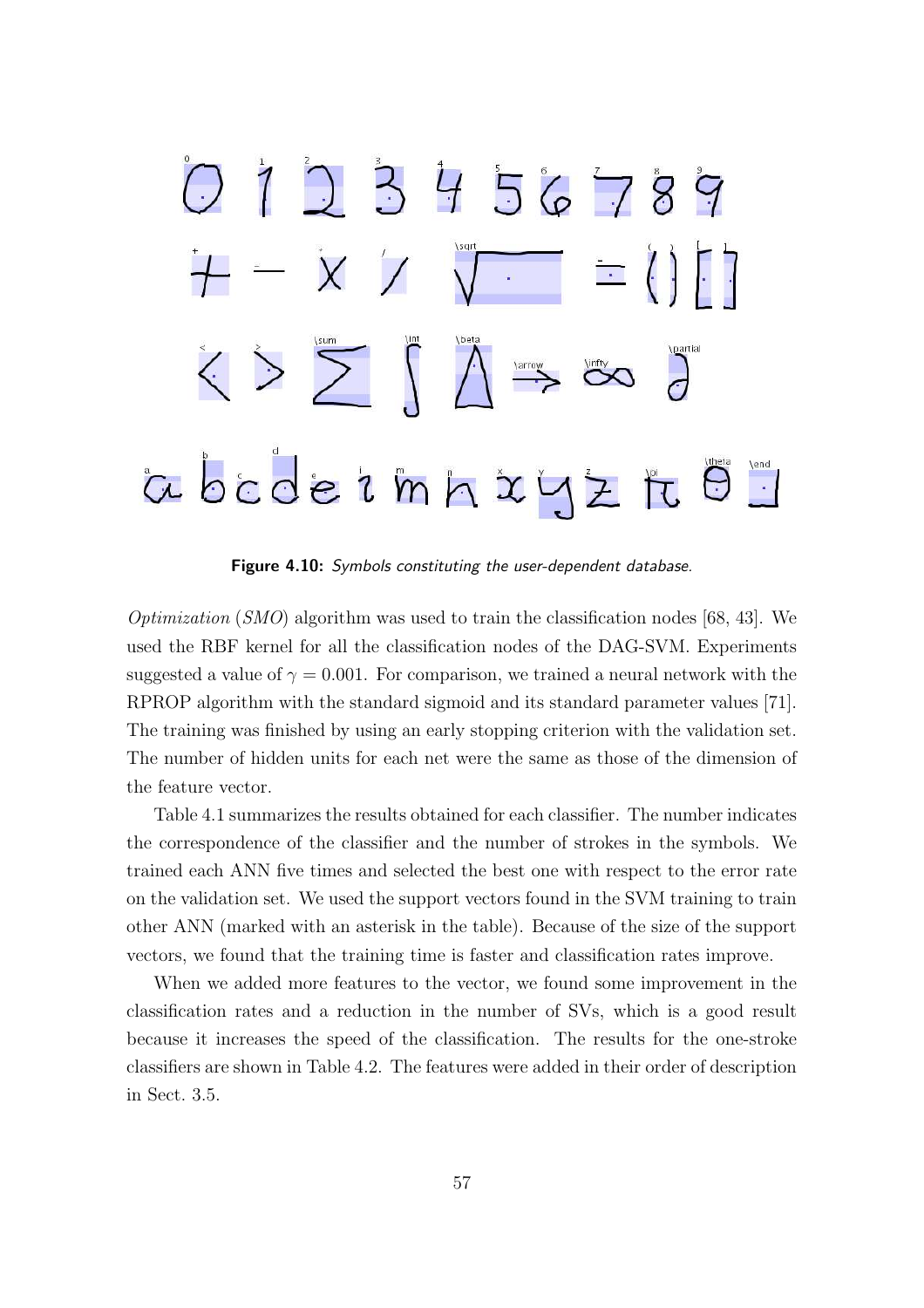**Figure 4.10:** *Symbols constituting the user-dependent database.*

*Optimization* (*SMO*) algorithm was used to train the classification nodes [68, 43]. We used the RBF kernel for all the classification nodes of the DAG-SVM. Experiments suggested a value of $\gamma = 0.001$. For comparison, we trained a neural network with the RPROP algorithm with the standard sigmoid and its standard parameter values [71]. The training was finished by using an early stopping criterion with the validation set. The number of hidden units for each net were the same as those of the dimension of the feature vector.

Table 4.1 summarizes the results obtained for each classifier. The number indicates the correspondence of the classifier and the number of strokes in the symbols. We trained each ANN five times and selected the best one with respect to the error rate on the validation set. We used the support vectors found in the SVM training to train other ANN (marked with an asterisk in the table). Because of the size of the support vectors, we found that the training time is faster and classification rates improve.

When we added more features to the vector, we found some improvement in the classification rates and a reduction in the number of SVs, which is a good result because it increases the speed of the classification. The results for the one-stroke classifiers are shown in Table 4.2. The features were added in their order of description in Sect. 3.5.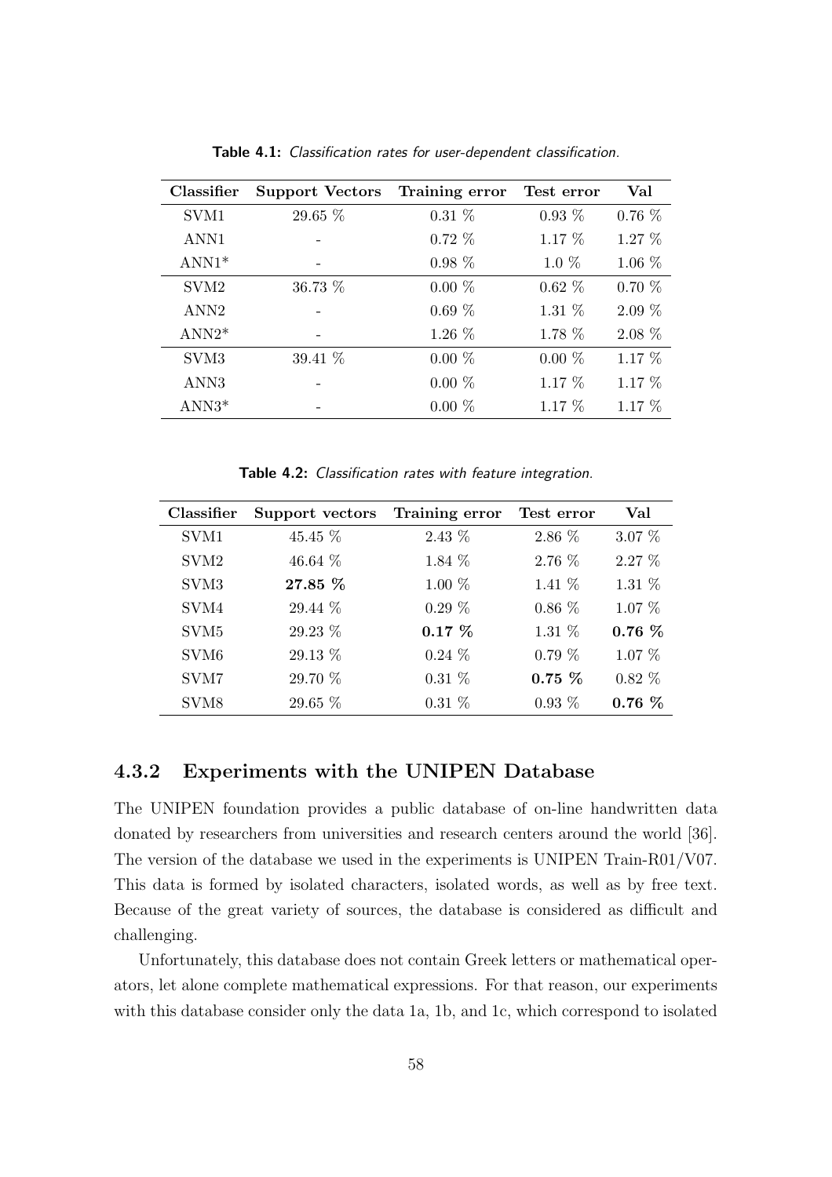**Table 4.1:** *Classification rates for user-dependent classification.*

| Classifier | Support Vectors | Training error | Test error | Val |
|---|---|---|---|---|
| SVM1 | 29.65 % | 0.31 % | 0.93 % | 0.76 % |
| ANN1 | - | 0.72 % | 1.17 % | 1.27 % |
| ANN1* | - | 0.98 % | 1.0 % | 1.06 % |
| SVM2 | 36.73 % | 0.00 % | 0.62 % | 0.70 % |
| ANN2 | - | 0.69 % | 1.31 % | 2.09 % |
| ANN2* | - | 1.26 % | 1.78 % | 2.08 % |
| SVM3 | 39.41 % | 0.00 % | 0.00 % | 1.17 % |
| ANN3 | - | 0.00 % | 1.17 % | 1.17 % |
| ANN3* | - | 0.00 % | 1.17 % | 1.17 % |

**Table 4.2:** *Classification rates with feature integration.*

| Classifier | Support vectors | Training error | Test error | Val |
|---|---|---|---|---|
| SVM1 | 45.45 % | 2.43 % | 2.86 % | 3.07 % |
| SVM2 | 46.64 % | 1.84 % | 2.76 % | 2.27 % |
| SVM3 | **27.85 %** | 1.00 % | 1.41 % | 1.31 % |
| SVM4 | 29.44 % | 0.29 % | 0.86 % | 1.07 % |
| SVM5 | 29.23 % | **0.17 %** | 1.31 % | **0.76 %** |
| SVM6 | 29.13 % | 0.24 % | 0.79 % | 1.07 % |
| SVM7 | 29.70 % | 0.31 % | **0.75 %** | 0.82 % |
| SVM8 | 29.65 % | 0.31 % | 0.93 % | **0.76 %** |

### 4.3.2 Experiments with the UNIPEN Database

The UNIPEN foundation provides a public database of on-line handwritten data donated by researchers from universities and research centers around the world [36]. The version of the database we used in the experiments is UNIPEN Train-R01/V07. This data is formed by isolated characters, isolated words, as well as by free text. Because of the great variety of sources, the database is considered as difficult and challenging.

Unfortunately, this database does not contain Greek letters or mathematical operators, let alone complete mathematical expressions. For that reason, our experiments with this database consider only the data 1a, 1b, and 1c, which correspond to isolated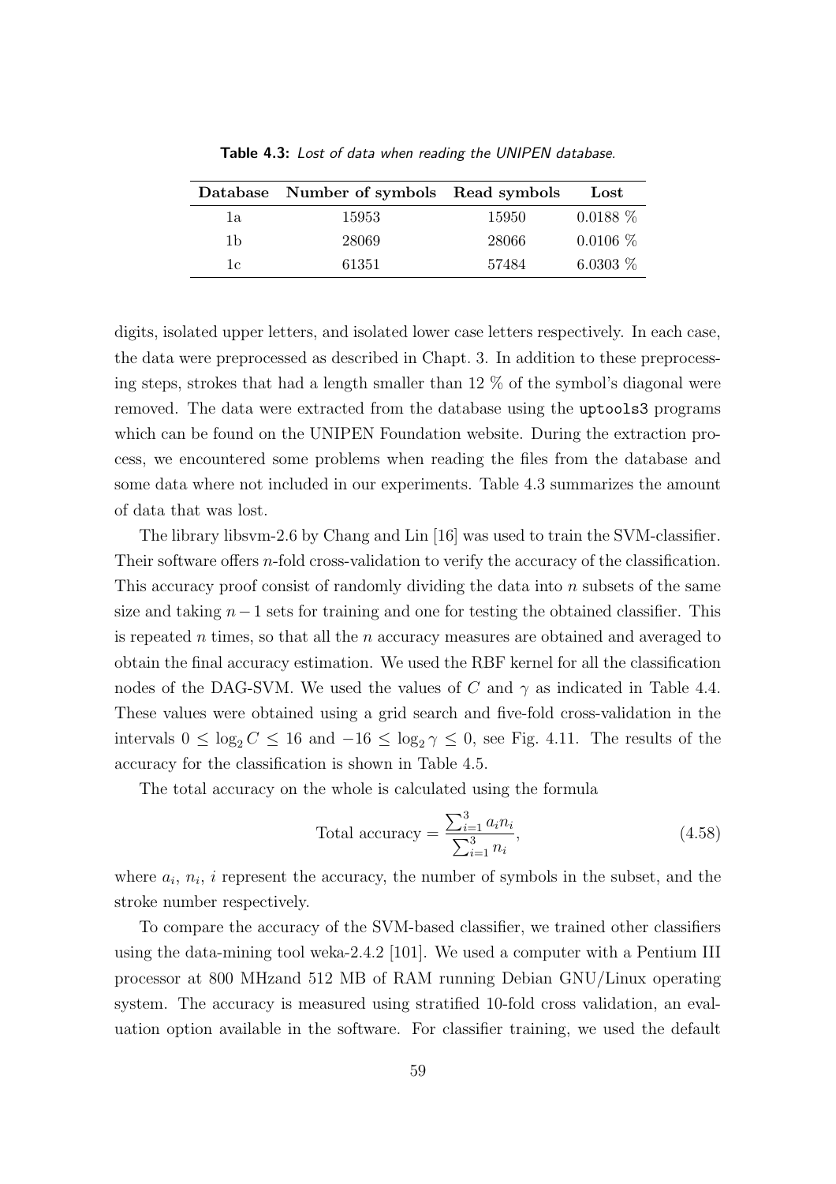**Table 4.3:** *Lost of data when reading the UNIPEN database.*

| Database | Number of symbols | Read symbols | Lost |
|---|---|---|---|
| 1a | 15953 | 15950 | 0.0188 % |
| 1b | 28069 | 28066 | 0.0106 % |
| 1c | 61351 | 57484 | 6.0303 % |

digits, isolated upper letters, and isolated lower case letters respectively. In each case, the data were preprocessed as described in Chapt. 3. In addition to these preprocessing steps, strokes that had a length smaller than 12 % of the symbol's diagonal were removed. The data were extracted from the database using the `uptools3` programs which can be found on the UNIPEN Foundation website. During the extraction process, we encountered some problems when reading the files from the database and some data where not included in our experiments. Table 4.3 summarizes the amount of data that was lost.

The library libsvm-2.6 by Chang and Lin [16] was used to train the SVM-classifier. Their software offers $n$-fold cross-validation to verify the accuracy of the classification. This accuracy proof consist of randomly dividing the data into $n$ subsets of the same size and taking $n-1$ sets for training and one for testing the obtained classifier. This is repeated $n$ times, so that all the $n$ accuracy measures are obtained and averaged to obtain the final accuracy estimation. We used the RBF kernel for all the classification nodes of the DAG-SVM. We used the values of $C$ and $\gamma$ as indicated in Table 4.4. These values were obtained using a grid search and five-fold cross-validation in the intervals $0 \leq \log_2 C \leq 16$ and $-16 \leq \log_2 \gamma \leq 0$, see Fig. 4.11. The results of the accuracy for the classification is shown in Table 4.5.

The total accuracy on the whole is calculated using the formula

$$\text{Total accuracy} = \frac{\sum_{i=1}^{3} a_i n_i}{\sum_{i=1}^{3} n_i}, \tag{4.58}$$

where $a_i$, $n_i$, $i$ represent the accuracy, the number of symbols in the subset, and the stroke number respectively.

To compare the accuracy of the SVM-based classifier, we trained other classifiers using the data-mining tool weka-2.4.2 [101]. We used a computer with a Pentium III processor at 800 MHzand 512 MB of RAM running Debian GNU/Linux operating system. The accuracy is measured using stratified 10-fold cross validation, an evaluation option available in the software. For classifier training, we used the default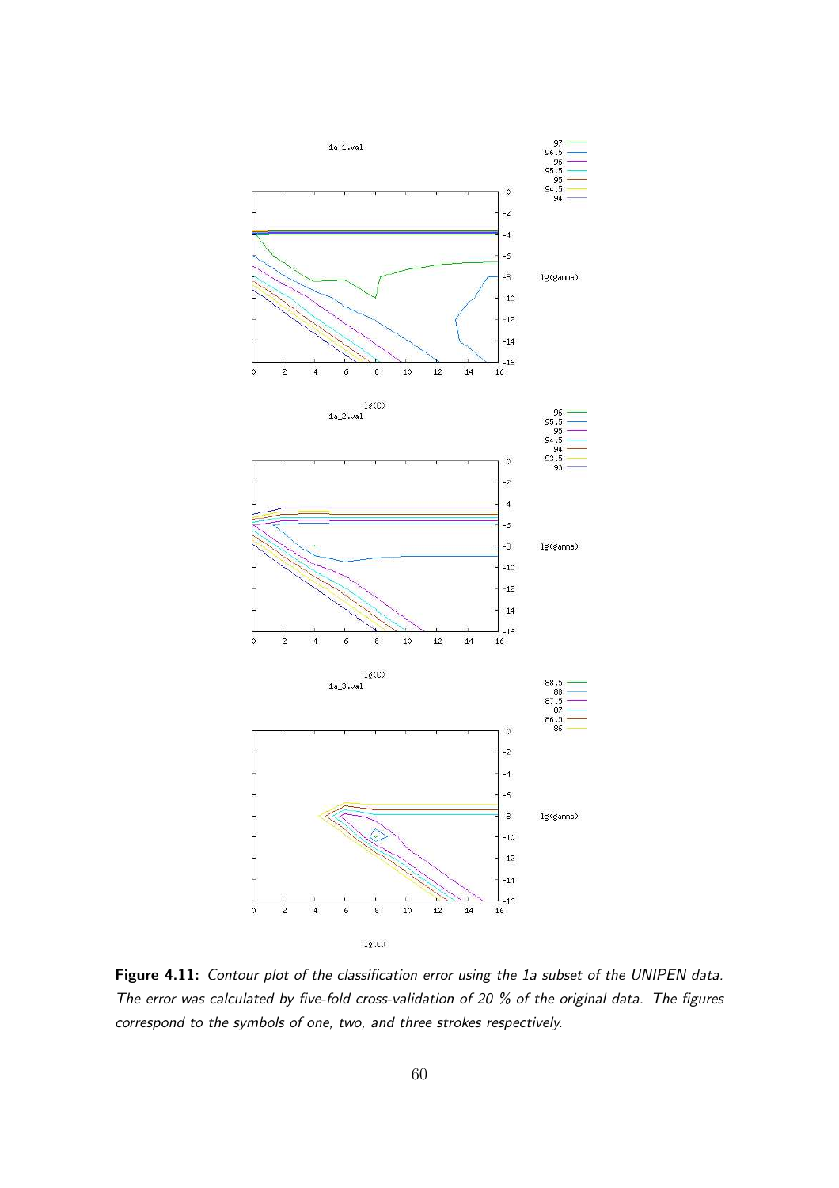**Figure 4.11:** *Contour plot of the classification error using the 1a subset of the UNIPEN data. The error was calculated by five-fold cross-validation of 20 % of the original data. The figures correspond to the symbols of one, two, and three strokes respectively.*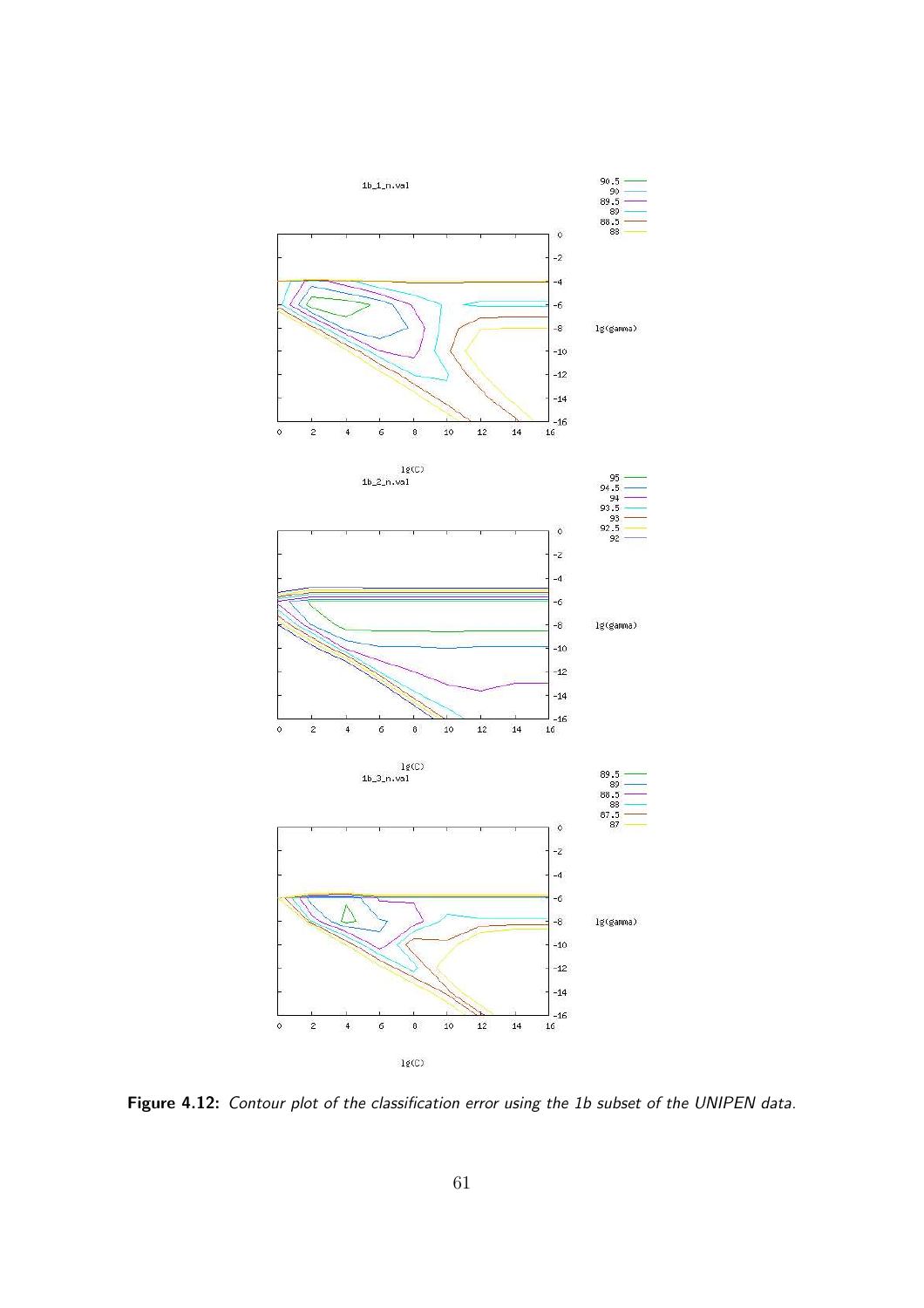**Figure 4.12:** *Contour plot of the classification error using the 1b subset of the UNIPEN data.*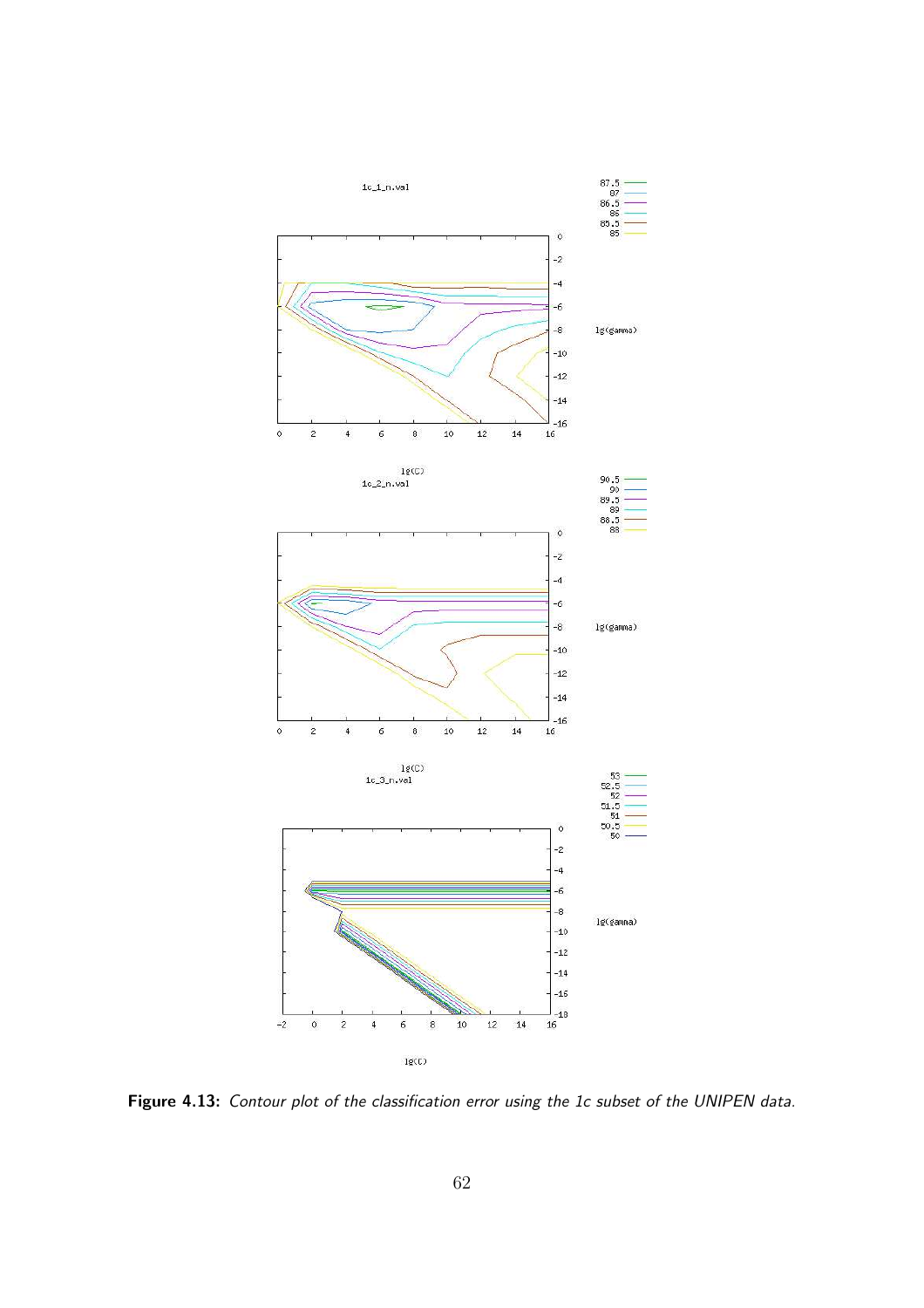**Figure 4.13:** *Contour plot of the classification error using the 1c subset of the UNIPEN data.*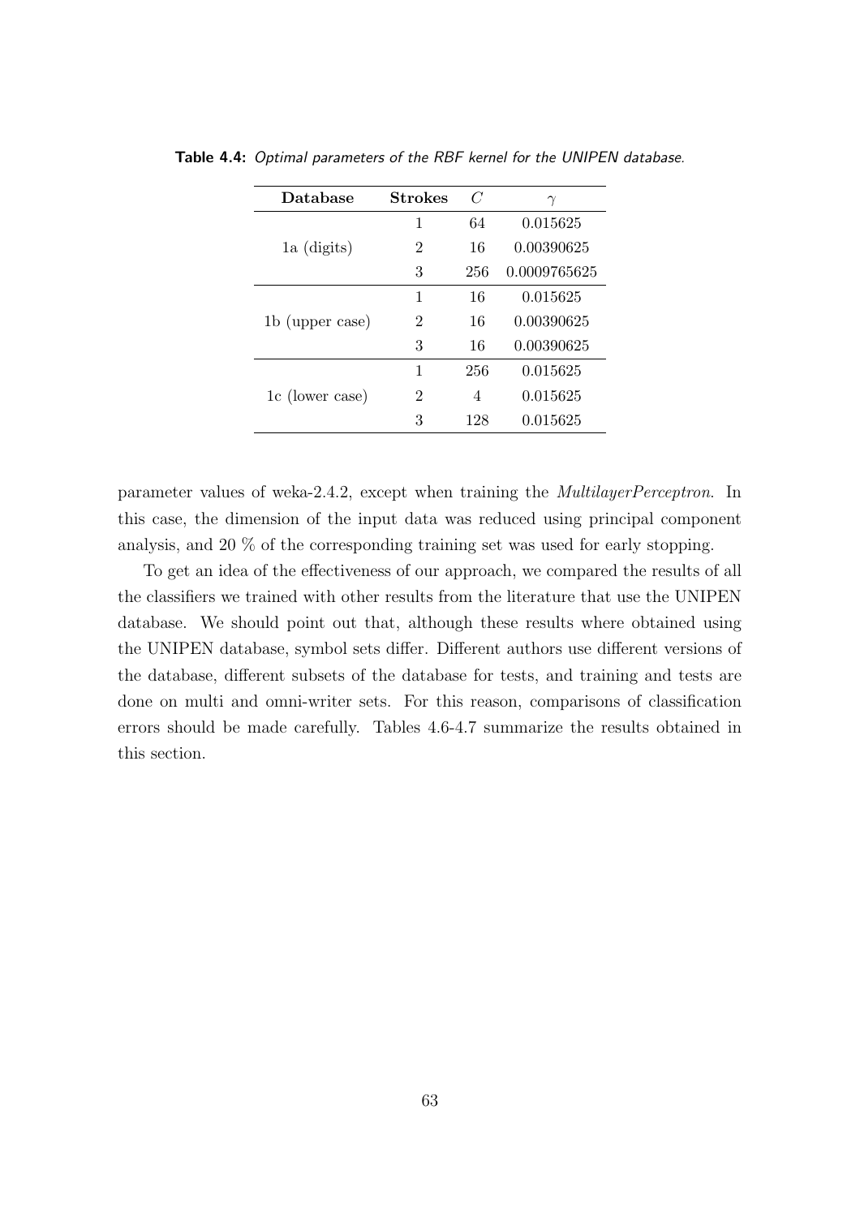**Table 4.4:** *Optimal parameters of the RBF kernel for the UNIPEN database.*

| Database | Strokes | $C$ | $\gamma$ |
|---|---|---|---|
| 1a (digits) | 1 | 64 | 0.015625 |
| | 2 | 16 | 0.00390625 |
| | 3 | 256 | 0.0009765625 |
| 1b (upper case) | 1 | 16 | 0.015625 |
| | 2 | 16 | 0.00390625 |
| | 3 | 16 | 0.00390625 |
| 1c (lower case) | 1 | 256 | 0.015625 |
| | 2 | 4 | 0.015625 |
| | 3 | 128 | 0.015625 |

parameter values of weka-2.4.2, except when training the *MultilayerPerceptron*. In this case, the dimension of the input data was reduced using principal component analysis, and 20 % of the corresponding training set was used for early stopping.

To get an idea of the effectiveness of our approach, we compared the results of all the classifiers we trained with other results from the literature that use the UNIPEN database. We should point out that, although these results where obtained using the UNIPEN database, symbol sets differ. Different authors use different versions of the database, different subsets of the database for tests, and training and tests are done on multi and omni-writer sets. For this reason, comparisons of classification errors should be made carefully. Tables 4.6-4.7 summarize the results obtained in this section.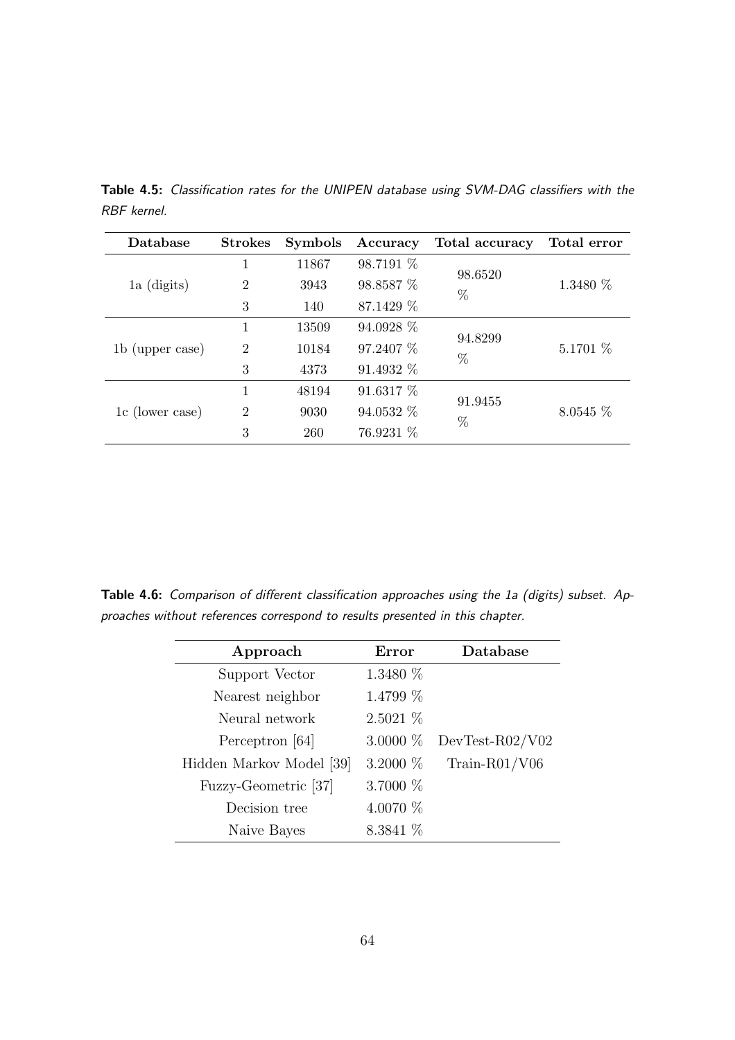**Table 4.5:** *Classification rates for the UNIPEN database using SVM-DAG classifiers with the RBF kernel.*

| Database | Strokes | Symbols | Accuracy | Total accuracy | Total error |
|---|---|---|---|---|---|
| 1a (digits) | 1 | 11867 | 98.7191 % | 98.6520 % | 1.3480 % |
| | 2 | 3943 | 98.8587 % | | |
| | 3 | 140 | 87.1429 % | | |
| 1b (upper case) | 1 | 13509 | 94.0928 % | 94.8299 % | 5.1701 % |
| | 2 | 10184 | 97.2407 % | | |
| | 3 | 4373 | 91.4932 % | | |
| 1c (lower case) | 1 | 48194 | 91.6317 % | 91.9455 % | 8.0545 % |
| | 2 | 9030 | 94.0532 % | | |
| | 3 | 260 | 76.9231 % | | |

**Table 4.6:** *Comparison of different classification approaches using the 1a (digits) subset. Approaches without references correspond to results presented in this chapter.*

| Approach | Error | Database |
|---|---|---|
| Support Vector | 1.3480 % | |
| Nearest neighbor | 1.4799 % | |
| Neural network | 2.5021 % | |
| Perceptron [64] | 3.0000 % | DevTest-R02/V02 |
| Hidden Markov Model [39] | 3.2000 % | Train-R01/V06 |
| Fuzzy-Geometric [37] | 3.7000 % | |
| Decision tree | 4.0070 % | |
| Naive Bayes | 8.3841 % | |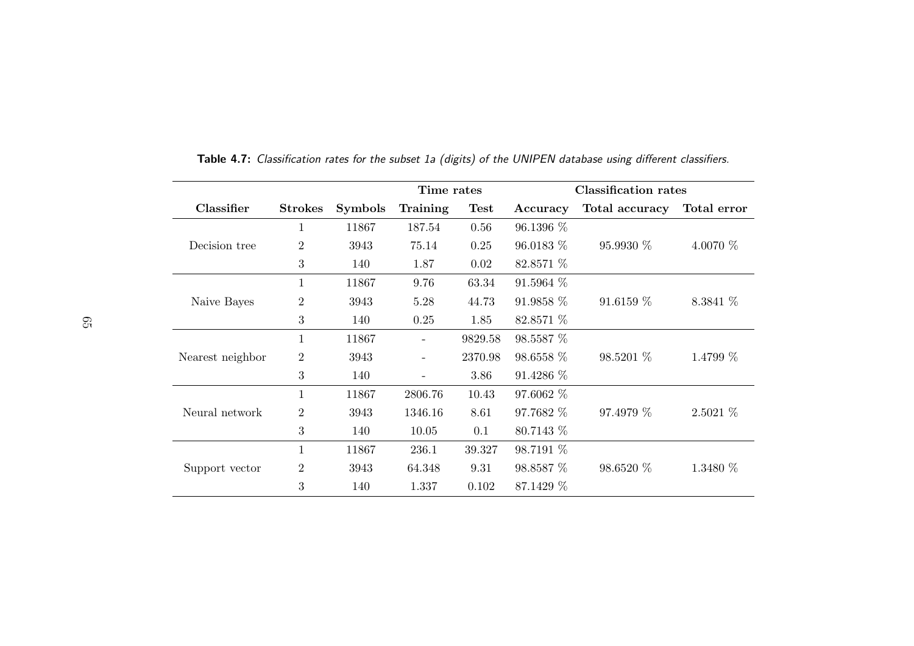**Table 4.7:** *Classification rates for the subset 1a (digits) of the UNIPEN database using different classifiers.*

| | | | Time rates | | Classification rates | | |
|---|---|---|---|---|---|---|---|
| **Classifier** | **Strokes** | **Symbols** | **Training** | **Test** | **Accuracy** | **Total accuracy** | **Total error** |
| Decision tree | 1 | 11867 | 187.54 | 0.56 | 96.1396 % | 95.9930 % | 4.0070 % |
| | 2 | 3943 | 75.14 | 0.25 | 96.0183 % | | |
| | 3 | 140 | 1.87 | 0.02 | 82.8571 % | | |
| Naive Bayes | 1 | 11867 | 9.76 | 63.34 | 91.5964 % | 91.6159 % | 8.3841 % |
| | 2 | 3943 | 5.28 | 44.73 | 91.9858 % | | |
| | 3 | 140 | 0.25 | 1.85 | 82.8571 % | | |
| Nearest neighbor | 1 | 11867 | - | 9829.58 | 98.5587 % | 98.5201 % | 1.4799 % |
| | 2 | 3943 | - | 2370.98 | 98.6558 % | | |
| | 3 | 140 | - | 3.86 | 91.4286 % | | |
| Neural network | 1 | 11867 | 2806.76 | 10.43 | 97.6062 % | 97.4979 % | 2.5021 % |
| | 2 | 3943 | 1346.16 | 8.61 | 97.7682 % | | |
| | 3 | 140 | 10.05 | 0.1 | 80.7143 % | | |
| Support vector | 1 | 11867 | 236.1 | 39.327 | 98.7191 % | 98.6520 % | 1.3480 % |
| | 2 | 3943 | 64.348 | 9.31 | 98.8587 % | | |
| | 3 | 140 | 1.337 | 0.102 | 87.1429 % | | |